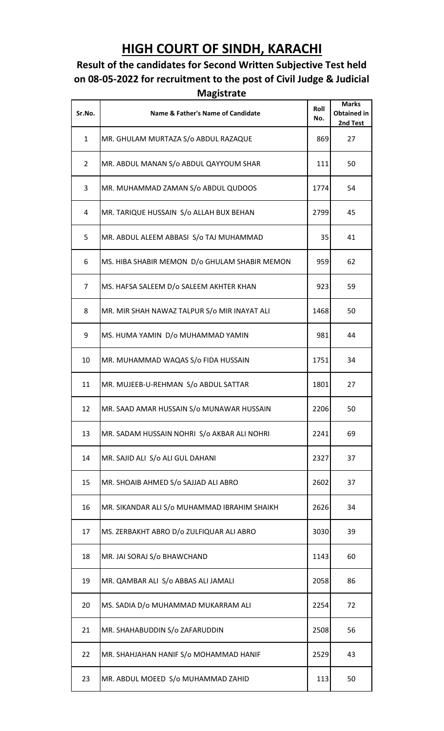# HIGH COURT OF SINDH, KARACHI

## Result of the candidates for Second Written Subjective Test held on 08-05-2022 for recruitment to the post of Civil Judge & Judicial Magistrate

| Sr.No. | Name & Father's Name of Candidate | Roll No. | Marks Obtained in 2nd Test |
|---|---|---|---|
| 1 | MR. GHULAM MURTAZA S/o ABDUL RAZAQUE | 869 | 27 |
| 2 | MR. ABDUL MANAN S/o ABDUL QAYYOUM SHAR | 111 | 50 |
| 3 | MR. MUHAMMAD ZAMAN S/o ABDUL QUDOOS | 1774 | 54 |
| 4 | MR. TARIQUE HUSSAIN S/o ALLAH BUX BEHAN | 2799 | 45 |
| 5 | MR. ABDUL ALEEM ABBASI S/o TAJ MUHAMMAD | 35 | 41 |
| 6 | MS. HIBA SHABIR MEMON D/o GHULAM SHABIR MEMON | 959 | 62 |
| 7 | MS. HAFSA SALEEM D/o SALEEM AKHTER KHAN | 923 | 59 |
| 8 | MR. MIR SHAH NAWAZ TALPUR S/o MIR INAYAT ALI | 1468 | 50 |
| 9 | MS. HUMA YAMIN D/o MUHAMMAD YAMIN | 981 | 44 |
| 10 | MR. MUHAMMAD WAQAS S/o FIDA HUSSAIN | 1751 | 34 |
| 11 | MR. MUJEEB-U-REHMAN S/o ABDUL SATTAR | 1801 | 27 |
| 12 | MR. SAAD AMAR HUSSAIN S/o MUNAWAR HUSSAIN | 2206 | 50 |
| 13 | MR. SADAM HUSSAIN NOHRI S/o AKBAR ALI NOHRI | 2241 | 69 |
| 14 | MR. SAJID ALI S/o ALI GUL DAHANI | 2327 | 37 |
| 15 | MR. SHOAIB AHMED S/o SAJJAD ALI ABRO | 2602 | 37 |
| 16 | MR. SIKANDAR ALI S/o MUHAMMAD IBRAHIM SHAIKH | 2626 | 34 |
| 17 | MS. ZERBAKHT ABRO D/o ZULFIQUAR ALI ABRO | 3030 | 39 |
| 18 | MR. JAI SORAJ S/o BHAWCHAND | 1143 | 60 |
| 19 | MR. QAMBAR ALI S/o ABBAS ALI JAMALI | 2058 | 86 |
| 20 | MS. SADIA D/o MUHAMMAD MUKARRAM ALI | 2254 | 72 |
| 21 | MR. SHAHABUDDIN S/o ZAFARUDDIN | 2508 | 56 |
| 22 | MR. SHAHJAHAN HANIF S/o MOHAMMAD HANIF | 2529 | 43 |
| 23 | MR. ABDUL MOEED S/o MUHAMMAD ZAHID | 113 | 50 |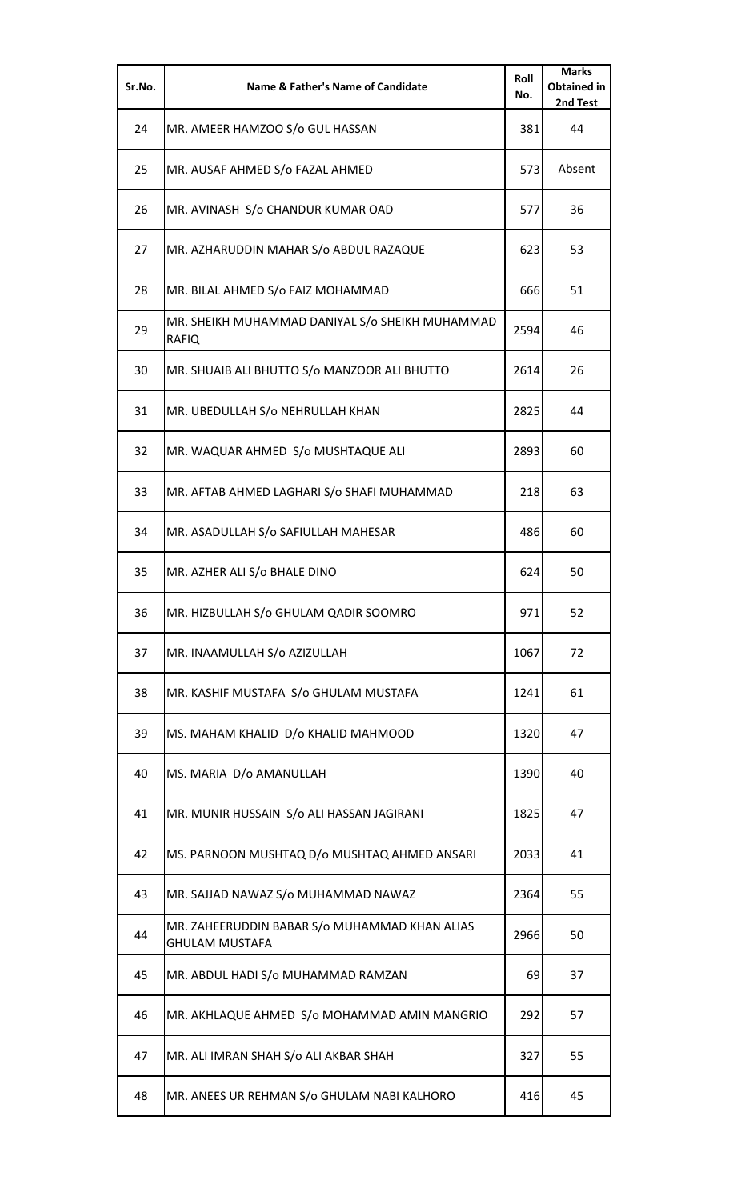| Sr.No. | Name & Father's Name of Candidate | Roll No. | Marks Obtained in 2nd Test |
| --- | --- | --- | --- |
| 24 | MR. AMEER HAMZOO S/o GUL HASSAN | 381 | 44 |
| 25 | MR. AUSAF AHMED S/o FAZAL AHMED | 573 | Absent |
| 26 | MR. AVINASH S/o CHANDUR KUMAR OAD | 577 | 36 |
| 27 | MR. AZHARUDDIN MAHAR S/o ABDUL RAZAQUE | 623 | 53 |
| 28 | MR. BILAL AHMED S/o FAIZ MOHAMMAD | 666 | 51 |
| 29 | MR. SHEIKH MUHAMMAD DANIYAL S/o SHEIKH MUHAMMAD RAFIQ | 2594 | 46 |
| 30 | MR. SHUAIB ALI BHUTTO S/o MANZOOR ALI BHUTTO | 2614 | 26 |
| 31 | MR. UBEDULLAH S/o NEHRULLAH KHAN | 2825 | 44 |
| 32 | MR. WAQUAR AHMED S/o MUSHTAQUE ALI | 2893 | 60 |
| 33 | MR. AFTAB AHMED LAGHARI S/o SHAFI MUHAMMAD | 218 | 63 |
| 34 | MR. ASADULLAH S/o SAFIULLAH MAHESAR | 486 | 60 |
| 35 | MR. AZHER ALI S/o BHALE DINO | 624 | 50 |
| 36 | MR. HIZBULLAH S/o GHULAM QADIR SOOMRO | 971 | 52 |
| 37 | MR. INAAMULLAH S/o AZIZULLAH | 1067 | 72 |
| 38 | MR. KASHIF MUSTAFA S/o GHULAM MUSTAFA | 1241 | 61 |
| 39 | MS. MAHAM KHALID D/o KHALID MAHMOOD | 1320 | 47 |
| 40 | MS. MARIA D/o AMANULLAH | 1390 | 40 |
| 41 | MR. MUNIR HUSSAIN S/o ALI HASSAN JAGIRANI | 1825 | 47 |
| 42 | MS. PARNOON MUSHTAQ D/o MUSHTAQ AHMED ANSARI | 2033 | 41 |
| 43 | MR. SAJJAD NAWAZ S/o MUHAMMAD NAWAZ | 2364 | 55 |
| 44 | MR. ZAHEERUDDIN BABAR S/o MUHAMMAD KHAN ALIAS GHULAM MUSTAFA | 2966 | 50 |
| 45 | MR. ABDUL HADI S/o MUHAMMAD RAMZAN | 69 | 37 |
| 46 | MR. AKHLAQUE AHMED S/o MOHAMMAD AMIN MANGRIO | 292 | 57 |
| 47 | MR. ALI IMRAN SHAH S/o ALI AKBAR SHAH | 327 | 55 |
| 48 | MR. ANEES UR REHMAN S/o GHULAM NABI KALHORO | 416 | 45 |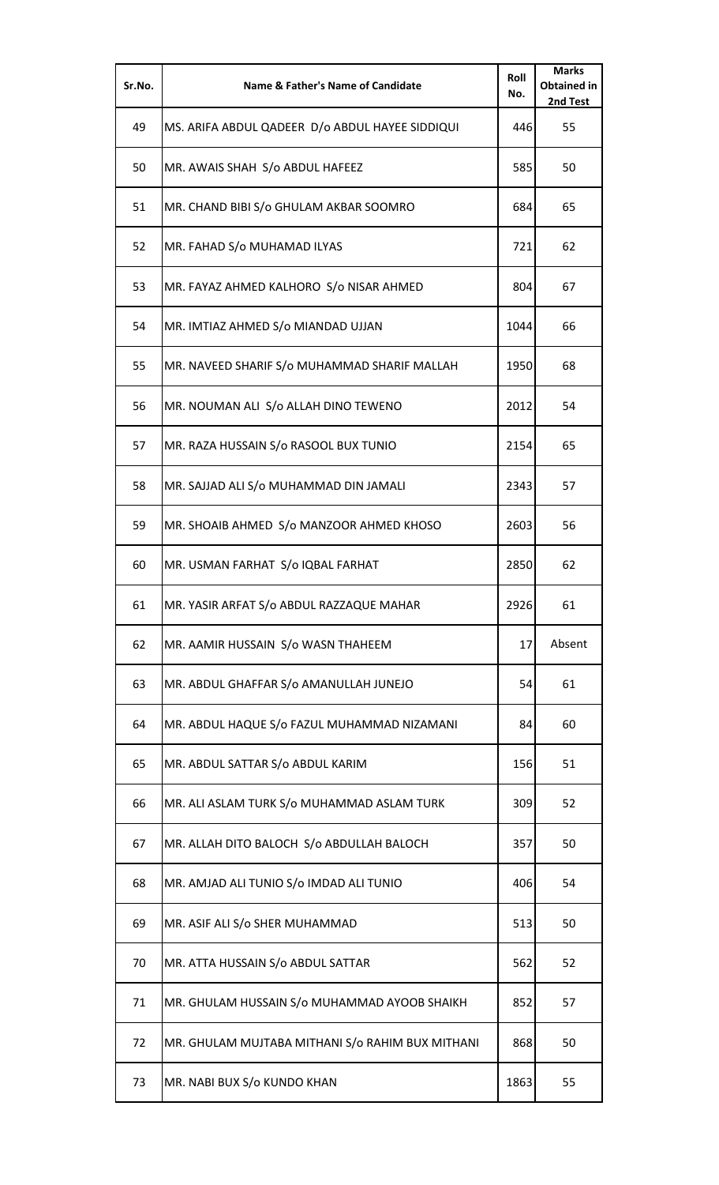| Sr.No. | Name & Father's Name of Candidate | Roll No. | Marks Obtained in 2nd Test |
|---|---|---|---|
| 49 | MS. ARIFA ABDUL QADEER D/o ABDUL HAYEE SIDDIQUI | 446 | 55 |
| 50 | MR. AWAIS SHAH S/o ABDUL HAFEEZ | 585 | 50 |
| 51 | MR. CHAND BIBI S/o GHULAM AKBAR SOOMRO | 684 | 65 |
| 52 | MR. FAHAD S/o MUHAMAD ILYAS | 721 | 62 |
| 53 | MR. FAYAZ AHMED KALHORO S/o NISAR AHMED | 804 | 67 |
| 54 | MR. IMTIAZ AHMED S/o MIANDAD UJJAN | 1044 | 66 |
| 55 | MR. NAVEED SHARIF S/o MUHAMMAD SHARIF MALLAH | 1950 | 68 |
| 56 | MR. NOUMAN ALI S/o ALLAH DINO TEWENO | 2012 | 54 |
| 57 | MR. RAZA HUSSAIN S/o RASOOL BUX TUNIO | 2154 | 65 |
| 58 | MR. SAJJAD ALI S/o MUHAMMAD DIN JAMALI | 2343 | 57 |
| 59 | MR. SHOAIB AHMED S/o MANZOOR AHMED KHOSO | 2603 | 56 |
| 60 | MR. USMAN FARHAT S/o IQBAL FARHAT | 2850 | 62 |
| 61 | MR. YASIR ARFAT S/o ABDUL RAZZAQUE MAHAR | 2926 | 61 |
| 62 | MR. AAMIR HUSSAIN S/o WASN THAHEEM | 17 | Absent |
| 63 | MR. ABDUL GHAFFAR S/o AMANULLAH JUNEJO | 54 | 61 |
| 64 | MR. ABDUL HAQUE S/o FAZUL MUHAMMAD NIZAMANI | 84 | 60 |
| 65 | MR. ABDUL SATTAR S/o ABDUL KARIM | 156 | 51 |
| 66 | MR. ALI ASLAM TURK S/o MUHAMMAD ASLAM TURK | 309 | 52 |
| 67 | MR. ALLAH DITO BALOCH S/o ABDULLAH BALOCH | 357 | 50 |
| 68 | MR. AMJAD ALI TUNIO S/o IMDAD ALI TUNIO | 406 | 54 |
| 69 | MR. ASIF ALI S/o SHER MUHAMMAD | 513 | 50 |
| 70 | MR. ATTA HUSSAIN S/o ABDUL SATTAR | 562 | 52 |
| 71 | MR. GHULAM HUSSAIN S/o MUHAMMAD AYOOB SHAIKH | 852 | 57 |
| 72 | MR. GHULAM MUJTABA MITHANI S/o RAHIM BUX MITHANI | 868 | 50 |
| 73 | MR. NABI BUX S/o KUNDO KHAN | 1863 | 55 |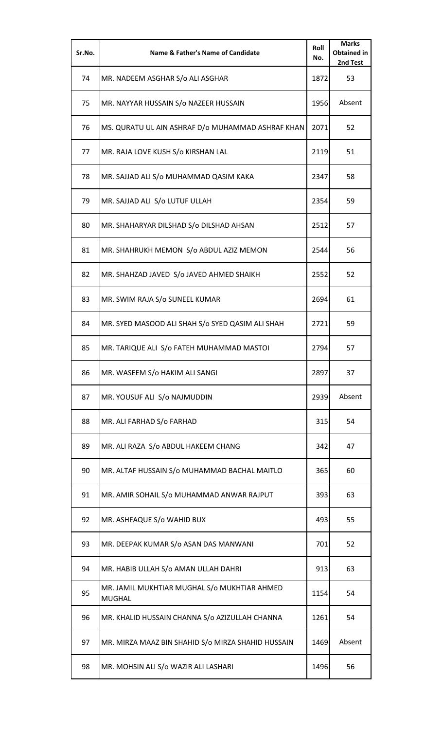| Sr.No. | Name & Father's Name of Candidate | Roll No. | Marks Obtained in 2nd Test |
|---|---|---|---|
| 74 | MR. NADEEM ASGHAR S/o ALI ASGHAR | 1872 | 53 |
| 75 | MR. NAYYAR HUSSAIN S/o NAZEER HUSSAIN | 1956 | Absent |
| 76 | MS. QURATU UL AIN ASHRAF D/o MUHAMMAD ASHRAF KHAN | 2071 | 52 |
| 77 | MR. RAJA LOVE KUSH S/o KIRSHAN LAL | 2119 | 51 |
| 78 | MR. SAJJAD ALI S/o MUHAMMAD QASIM KAKA | 2347 | 58 |
| 79 | MR. SAJJAD ALI S/o LUTUF ULLAH | 2354 | 59 |
| 80 | MR. SHAHARYAR DILSHAD S/o DILSHAD AHSAN | 2512 | 57 |
| 81 | MR. SHAHRUKH MEMON S/o ABDUL AZIZ MEMON | 2544 | 56 |
| 82 | MR. SHAHZAD JAVED S/o JAVED AHMED SHAIKH | 2552 | 52 |
| 83 | MR. SWIM RAJA S/o SUNEEL KUMAR | 2694 | 61 |
| 84 | MR. SYED MASOOD ALI SHAH S/o SYED QASIM ALI SHAH | 2721 | 59 |
| 85 | MR. TARIQUE ALI S/o FATEH MUHAMMAD MASTOI | 2794 | 57 |
| 86 | MR. WASEEM S/o HAKIM ALI SANGI | 2897 | 37 |
| 87 | MR. YOUSUF ALI S/o NAJMUDDIN | 2939 | Absent |
| 88 | MR. ALI FARHAD S/o FARHAD | 315 | 54 |
| 89 | MR. ALI RAZA S/o ABDUL HAKEEM CHANG | 342 | 47 |
| 90 | MR. ALTAF HUSSAIN S/o MUHAMMAD BACHAL MAITLO | 365 | 60 |
| 91 | MR. AMIR SOHAIL S/o MUHAMMAD ANWAR RAJPUT | 393 | 63 |
| 92 | MR. ASHFAQUE S/o WAHID BUX | 493 | 55 |
| 93 | MR. DEEPAK KUMAR S/o ASAN DAS MANWANI | 701 | 52 |
| 94 | MR. HABIB ULLAH S/o AMAN ULLAH DAHRI | 913 | 63 |
| 95 | MR. JAMIL MUKHTIAR MUGHAL S/o MUKHTIAR AHMED MUGHAL | 1154 | 54 |
| 96 | MR. KHALID HUSSAIN CHANNA S/o AZIZULLAH CHANNA | 1261 | 54 |
| 97 | MR. MIRZA MAAZ BIN SHAHID S/o MIRZA SHAHID HUSSAIN | 1469 | Absent |
| 98 | MR. MOHSIN ALI S/o WAZIR ALI LASHARI | 1496 | 56 |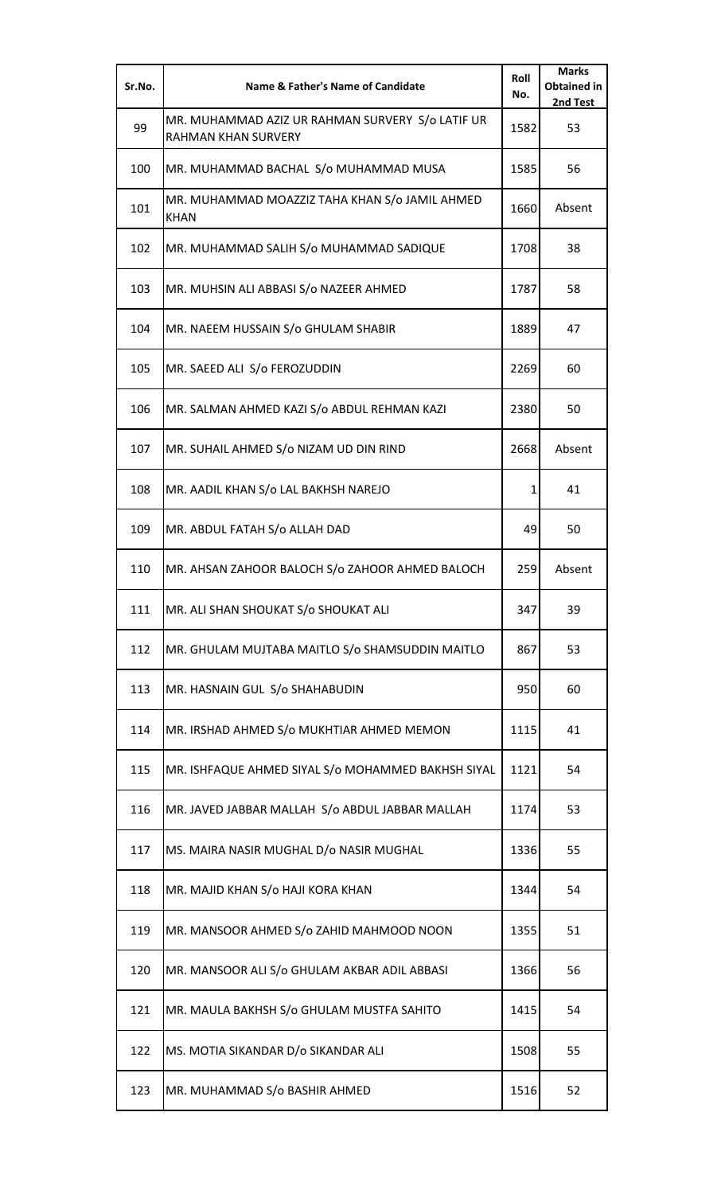| Sr.No. | Name & Father's Name of Candidate | Roll No. | Marks Obtained in 2nd Test |
|---|---|---|---|
| 99 | MR. MUHAMMAD AZIZ UR RAHMAN SURVERY S/o LATIF UR RAHMAN KHAN SURVERY | 1582 | 53 |
| 100 | MR. MUHAMMAD BACHAL S/o MUHAMMAD MUSA | 1585 | 56 |
| 101 | MR. MUHAMMAD MOAZZIZ TAHA KHAN S/o JAMIL AHMED KHAN | 1660 | Absent |
| 102 | MR. MUHAMMAD SALIH S/o MUHAMMAD SADIQUE | 1708 | 38 |
| 103 | MR. MUHSIN ALI ABBASI S/o NAZEER AHMED | 1787 | 58 |
| 104 | MR. NAEEM HUSSAIN S/o GHULAM SHABIR | 1889 | 47 |
| 105 | MR. SAEED ALI S/o FEROZUDDIN | 2269 | 60 |
| 106 | MR. SALMAN AHMED KAZI S/o ABDUL REHMAN KAZI | 2380 | 50 |
| 107 | MR. SUHAIL AHMED S/o NIZAM UD DIN RIND | 2668 | Absent |
| 108 | MR. AADIL KHAN S/o LAL BAKHSH NAREJO | 1 | 41 |
| 109 | MR. ABDUL FATAH S/o ALLAH DAD | 49 | 50 |
| 110 | MR. AHSAN ZAHOOR BALOCH S/o ZAHOOR AHMED BALOCH | 259 | Absent |
| 111 | MR. ALI SHAN SHOUKAT S/o SHOUKAT ALI | 347 | 39 |
| 112 | MR. GHULAM MUJTABA MAITLO S/o SHAMSUDDIN MAITLO | 867 | 53 |
| 113 | MR. HASNAIN GUL S/o SHAHABUDIN | 950 | 60 |
| 114 | MR. IRSHAD AHMED S/o MUKHTIAR AHMED MEMON | 1115 | 41 |
| 115 | MR. ISHFAQUE AHMED SIYAL S/o MOHAMMED BAKHSH SIYAL | 1121 | 54 |
| 116 | MR. JAVED JABBAR MALLAH S/o ABDUL JABBAR MALLAH | 1174 | 53 |
| 117 | MS. MAIRA NASIR MUGHAL D/o NASIR MUGHAL | 1336 | 55 |
| 118 | MR. MAJID KHAN S/o HAJI KORA KHAN | 1344 | 54 |
| 119 | MR. MANSOOR AHMED S/o ZAHID MAHMOOD NOON | 1355 | 51 |
| 120 | MR. MANSOOR ALI S/o GHULAM AKBAR ADIL ABBASI | 1366 | 56 |
| 121 | MR. MAULA BAKHSH S/o GHULAM MUSTFA SAHITO | 1415 | 54 |
| 122 | MS. MOTIA SIKANDAR D/o SIKANDAR ALI | 1508 | 55 |
| 123 | MR. MUHAMMAD S/o BASHIR AHMED | 1516 | 52 |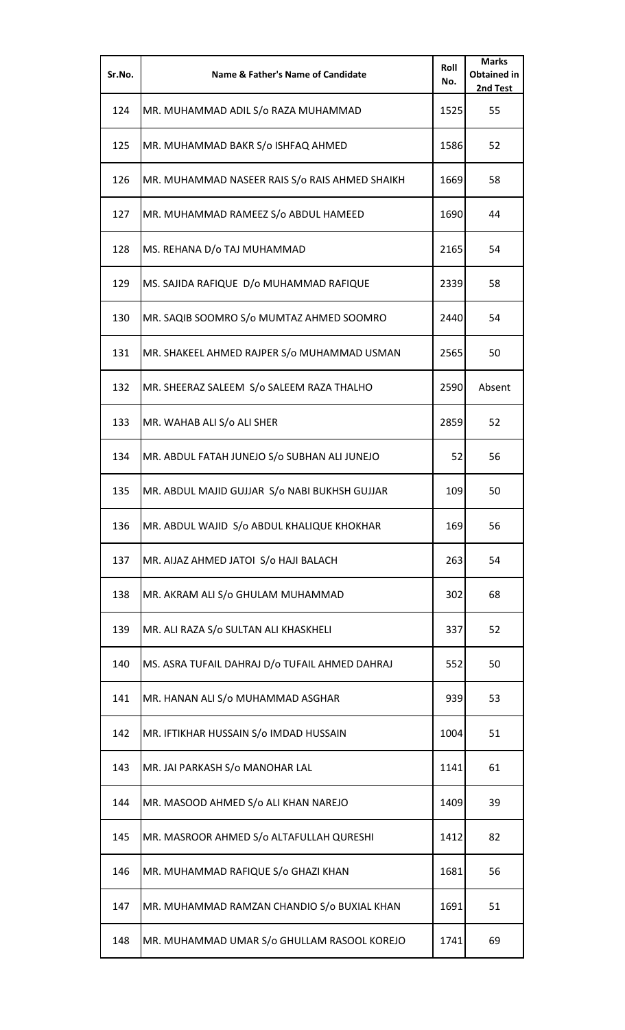| Sr.No. | Name & Father's Name of Candidate | Roll No. | Marks Obtained in 2nd Test |
|---|---|---|---|
| 124 | MR. MUHAMMAD ADIL S/o RAZA MUHAMMAD | 1525 | 55 |
| 125 | MR. MUHAMMAD BAKR S/o ISHFAQ AHMED | 1586 | 52 |
| 126 | MR. MUHAMMAD NASEER RAIS S/o RAIS AHMED SHAIKH | 1669 | 58 |
| 127 | MR. MUHAMMAD RAMEEZ S/o ABDUL HAMEED | 1690 | 44 |
| 128 | MS. REHANA D/o TAJ MUHAMMAD | 2165 | 54 |
| 129 | MS. SAJIDA RAFIQUE D/o MUHAMMAD RAFIQUE | 2339 | 58 |
| 130 | MR. SAQIB SOOMRO S/o MUMTAZ AHMED SOOMRO | 2440 | 54 |
| 131 | MR. SHAKEEL AHMED RAJPER S/o MUHAMMAD USMAN | 2565 | 50 |
| 132 | MR. SHEERAZ SALEEM S/o SALEEM RAZA THALHO | 2590 | Absent |
| 133 | MR. WAHAB ALI S/o ALI SHER | 2859 | 52 |
| 134 | MR. ABDUL FATAH JUNEJO S/o SUBHAN ALI JUNEJO | 52 | 56 |
| 135 | MR. ABDUL MAJID GUJJAR S/o NABI BUKHSH GUJJAR | 109 | 50 |
| 136 | MR. ABDUL WAJID S/o ABDUL KHALIQUE KHOKHAR | 169 | 56 |
| 137 | MR. AIJAZ AHMED JATOI S/o HAJI BALACH | 263 | 54 |
| 138 | MR. AKRAM ALI S/o GHULAM MUHAMMAD | 302 | 68 |
| 139 | MR. ALI RAZA S/o SULTAN ALI KHASKHELI | 337 | 52 |
| 140 | MS. ASRA TUFAIL DAHRAJ D/o TUFAIL AHMED DAHRAJ | 552 | 50 |
| 141 | MR. HANAN ALI S/o MUHAMMAD ASGHAR | 939 | 53 |
| 142 | MR. IFTIKHAR HUSSAIN S/o IMDAD HUSSAIN | 1004 | 51 |
| 143 | MR. JAI PARKASH S/o MANOHAR LAL | 1141 | 61 |
| 144 | MR. MASOOD AHMED S/o ALI KHAN NAREJO | 1409 | 39 |
| 145 | MR. MASROOR AHMED S/o ALTAFULLAH QURESHI | 1412 | 82 |
| 146 | MR. MUHAMMAD RAFIQUE S/o GHAZI KHAN | 1681 | 56 |
| 147 | MR. MUHAMMAD RAMZAN CHANDIO S/o BUXIAL KHAN | 1691 | 51 |
| 148 | MR. MUHAMMAD UMAR S/o GHULLAM RASOOL KOREJO | 1741 | 69 |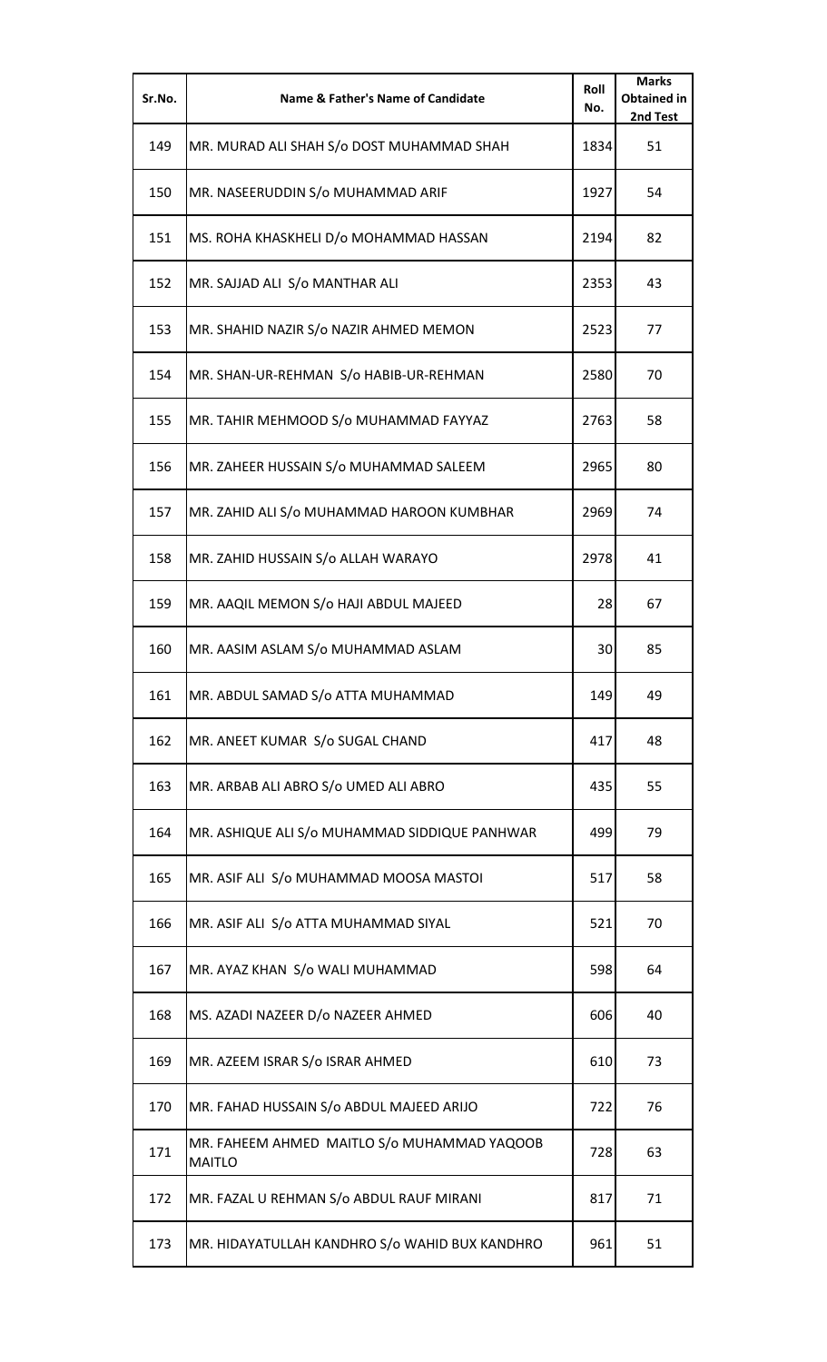| Sr.No. | Name & Father's Name of Candidate | Roll No. | Marks Obtained in 2nd Test |
|---|---|---|---|
| 149 | MR. MURAD ALI SHAH S/o DOST MUHAMMAD SHAH | 1834 | 51 |
| 150 | MR. NASEERUDDIN S/o MUHAMMAD ARIF | 1927 | 54 |
| 151 | MS. ROHA KHASKHELI D/o MOHAMMAD HASSAN | 2194 | 82 |
| 152 | MR. SAJJAD ALI S/o MANTHAR ALI | 2353 | 43 |
| 153 | MR. SHAHID NAZIR S/o NAZIR AHMED MEMON | 2523 | 77 |
| 154 | MR. SHAN-UR-REHMAN S/o HABIB-UR-REHMAN | 2580 | 70 |
| 155 | MR. TAHIR MEHMOOD S/o MUHAMMAD FAYYAZ | 2763 | 58 |
| 156 | MR. ZAHEER HUSSAIN S/o MUHAMMAD SALEEM | 2965 | 80 |
| 157 | MR. ZAHID ALI S/o MUHAMMAD HAROON KUMBHAR | 2969 | 74 |
| 158 | MR. ZAHID HUSSAIN S/o ALLAH WARAYO | 2978 | 41 |
| 159 | MR. AAQIL MEMON S/o HAJI ABDUL MAJEED | 28 | 67 |
| 160 | MR. AASIM ASLAM S/o MUHAMMAD ASLAM | 30 | 85 |
| 161 | MR. ABDUL SAMAD S/o ATTA MUHAMMAD | 149 | 49 |
| 162 | MR. ANEET KUMAR S/o SUGAL CHAND | 417 | 48 |
| 163 | MR. ARBAB ALI ABRO S/o UMED ALI ABRO | 435 | 55 |
| 164 | MR. ASHIQUE ALI S/o MUHAMMAD SIDDIQUE PANHWAR | 499 | 79 |
| 165 | MR. ASIF ALI S/o MUHAMMAD MOOSA MASTOI | 517 | 58 |
| 166 | MR. ASIF ALI S/o ATTA MUHAMMAD SIYAL | 521 | 70 |
| 167 | MR. AYAZ KHAN S/o WALI MUHAMMAD | 598 | 64 |
| 168 | MS. AZADI NAZEER D/o NAZEER AHMED | 606 | 40 |
| 169 | MR. AZEEM ISRAR S/o ISRAR AHMED | 610 | 73 |
| 170 | MR. FAHAD HUSSAIN S/o ABDUL MAJEED ARIJO | 722 | 76 |
| 171 | MR. FAHEEM AHMED MAITLO S/o MUHAMMAD YAQOOB MAITLO | 728 | 63 |
| 172 | MR. FAZAL U REHMAN S/o ABDUL RAUF MIRANI | 817 | 71 |
| 173 | MR. HIDAYATULLAH KANDHRO S/o WAHID BUX KANDHRO | 961 | 51 |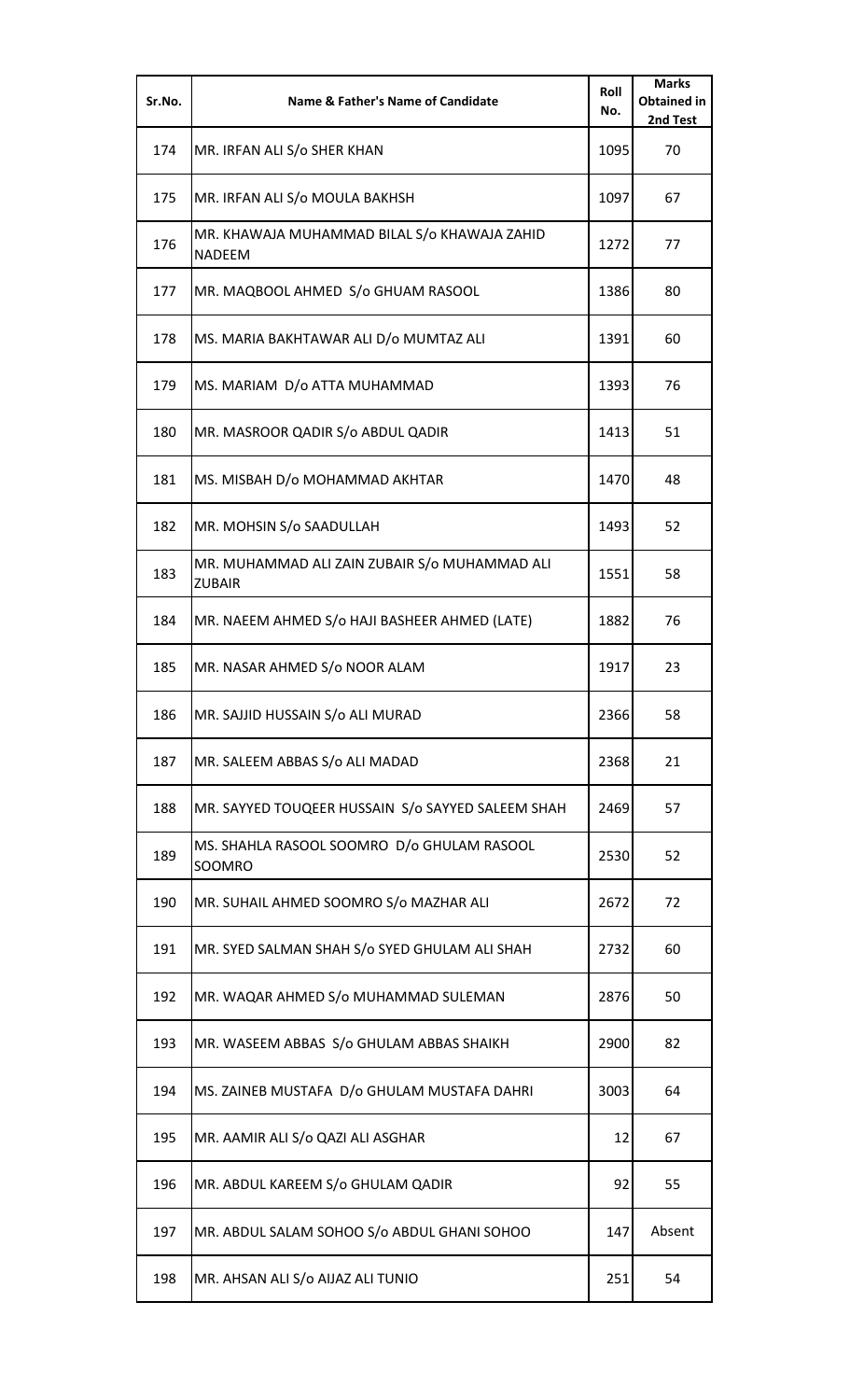| Sr.No. | Name & Father's Name of Candidate | Roll No. | Marks Obtained in 2nd Test |
|---|---|---|---|
| 174 | MR. IRFAN ALI S/o SHER KHAN | 1095 | 70 |
| 175 | MR. IRFAN ALI S/o MOULA BAKHSH | 1097 | 67 |
| 176 | MR. KHAWAJA MUHAMMAD BILAL S/o KHAWAJA ZAHID NADEEM | 1272 | 77 |
| 177 | MR. MAQBOOL AHMED S/o GHUAM RASOOL | 1386 | 80 |
| 178 | MS. MARIA BAKHTAWAR ALI D/o MUMTAZ ALI | 1391 | 60 |
| 179 | MS. MARIAM D/o ATTA MUHAMMAD | 1393 | 76 |
| 180 | MR. MASROOR QADIR S/o ABDUL QADIR | 1413 | 51 |
| 181 | MS. MISBAH D/o MOHAMMAD AKHTAR | 1470 | 48 |
| 182 | MR. MOHSIN S/o SAADULLAH | 1493 | 52 |
| 183 | MR. MUHAMMAD ALI ZAIN ZUBAIR S/o MUHAMMAD ALI ZUBAIR | 1551 | 58 |
| 184 | MR. NAEEM AHMED S/o HAJI BASHEER AHMED (LATE) | 1882 | 76 |
| 185 | MR. NASAR AHMED S/o NOOR ALAM | 1917 | 23 |
| 186 | MR. SAJJID HUSSAIN S/o ALI MURAD | 2366 | 58 |
| 187 | MR. SALEEM ABBAS S/o ALI MADAD | 2368 | 21 |
| 188 | MR. SAYYED TOUQEER HUSSAIN S/o SAYYED SALEEM SHAH | 2469 | 57 |
| 189 | MS. SHAHLA RASOOL SOOMRO D/o GHULAM RASOOL SOOMRO | 2530 | 52 |
| 190 | MR. SUHAIL AHMED SOOMRO S/o MAZHAR ALI | 2672 | 72 |
| 191 | MR. SYED SALMAN SHAH S/o SYED GHULAM ALI SHAH | 2732 | 60 |
| 192 | MR. WAQAR AHMED S/o MUHAMMAD SULEMAN | 2876 | 50 |
| 193 | MR. WASEEM ABBAS S/o GHULAM ABBAS SHAIKH | 2900 | 82 |
| 194 | MS. ZAINEB MUSTAFA D/o GHULAM MUSTAFA DAHRI | 3003 | 64 |
| 195 | MR. AAMIR ALI S/o QAZI ALI ASGHAR | 12 | 67 |
| 196 | MR. ABDUL KAREEM S/o GHULAM QADIR | 92 | 55 |
| 197 | MR. ABDUL SALAM SOHOO S/o ABDUL GHANI SOHOO | 147 | Absent |
| 198 | MR. AHSAN ALI S/o AIJAZ ALI TUNIO | 251 | 54 |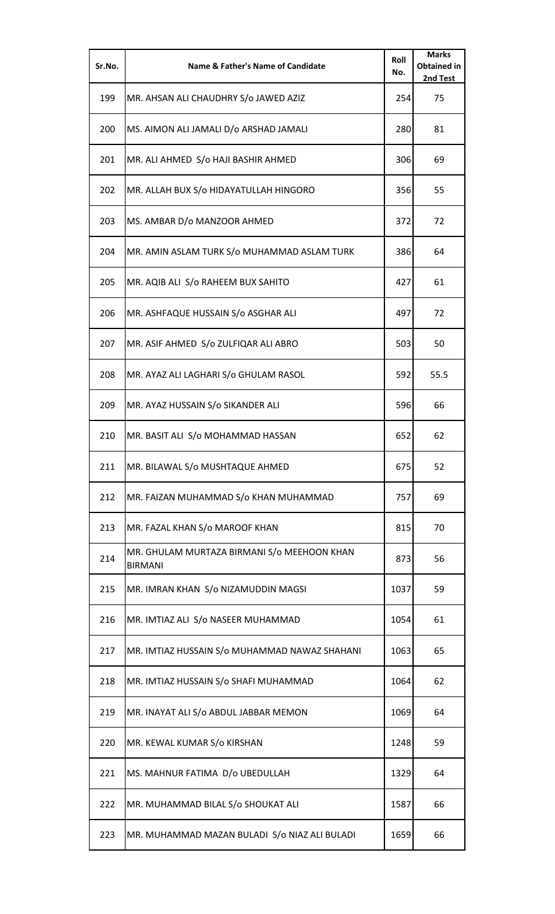| Sr.No. | Name & Father's Name of Candidate | Roll No. | Marks Obtained in 2nd Test |
|---|---|---|---|
| 199 | MR. AHSAN ALI CHAUDHRY S/o JAWED AZIZ | 254 | 75 |
| 200 | MS. AIMON ALI JAMALI D/o ARSHAD JAMALI | 280 | 81 |
| 201 | MR. ALI AHMED S/o HAJI BASHIR AHMED | 306 | 69 |
| 202 | MR. ALLAH BUX S/o HIDAYATULLAH HINGORO | 356 | 55 |
| 203 | MS. AMBAR D/o MANZOOR AHMED | 372 | 72 |
| 204 | MR. AMIN ASLAM TURK S/o MUHAMMAD ASLAM TURK | 386 | 64 |
| 205 | MR. AQIB ALI S/o RAHEEM BUX SAHITO | 427 | 61 |
| 206 | MR. ASHFAQUE HUSSAIN S/o ASGHAR ALI | 497 | 72 |
| 207 | MR. ASIF AHMED S/o ZULFIQAR ALI ABRO | 503 | 50 |
| 208 | MR. AYAZ ALI LAGHARI S/o GHULAM RASOL | 592 | 55.5 |
| 209 | MR. AYAZ HUSSAIN S/o SIKANDER ALI | 596 | 66 |
| 210 | MR. BASIT ALI S/o MOHAMMAD HASSAN | 652 | 62 |
| 211 | MR. BILAWAL S/o MUSHTAQUE AHMED | 675 | 52 |
| 212 | MR. FAIZAN MUHAMMAD S/o KHAN MUHAMMAD | 757 | 69 |
| 213 | MR. FAZAL KHAN S/o MAROOF KHAN | 815 | 70 |
| 214 | MR. GHULAM MURTAZA BIRMANI S/o MEEHOON KHAN BIRMANI | 873 | 56 |
| 215 | MR. IMRAN KHAN S/o NIZAMUDDIN MAGSI | 1037 | 59 |
| 216 | MR. IMTIAZ ALI S/o NASEER MUHAMMAD | 1054 | 61 |
| 217 | MR. IMTIAZ HUSSAIN S/o MUHAMMAD NAWAZ SHAHANI | 1063 | 65 |
| 218 | MR. IMTIAZ HUSSAIN S/o SHAFI MUHAMMAD | 1064 | 62 |
| 219 | MR. INAYAT ALI S/o ABDUL JABBAR MEMON | 1069 | 64 |
| 220 | MR. KEWAL KUMAR S/o KIRSHAN | 1248 | 59 |
| 221 | MS. MAHNUR FATIMA D/o UBEDULLAH | 1329 | 64 |
| 222 | MR. MUHAMMAD BILAL S/o SHOUKAT ALI | 1587 | 66 |
| 223 | MR. MUHAMMAD MAZAN BULADI S/o NIAZ ALI BULADI | 1659 | 66 |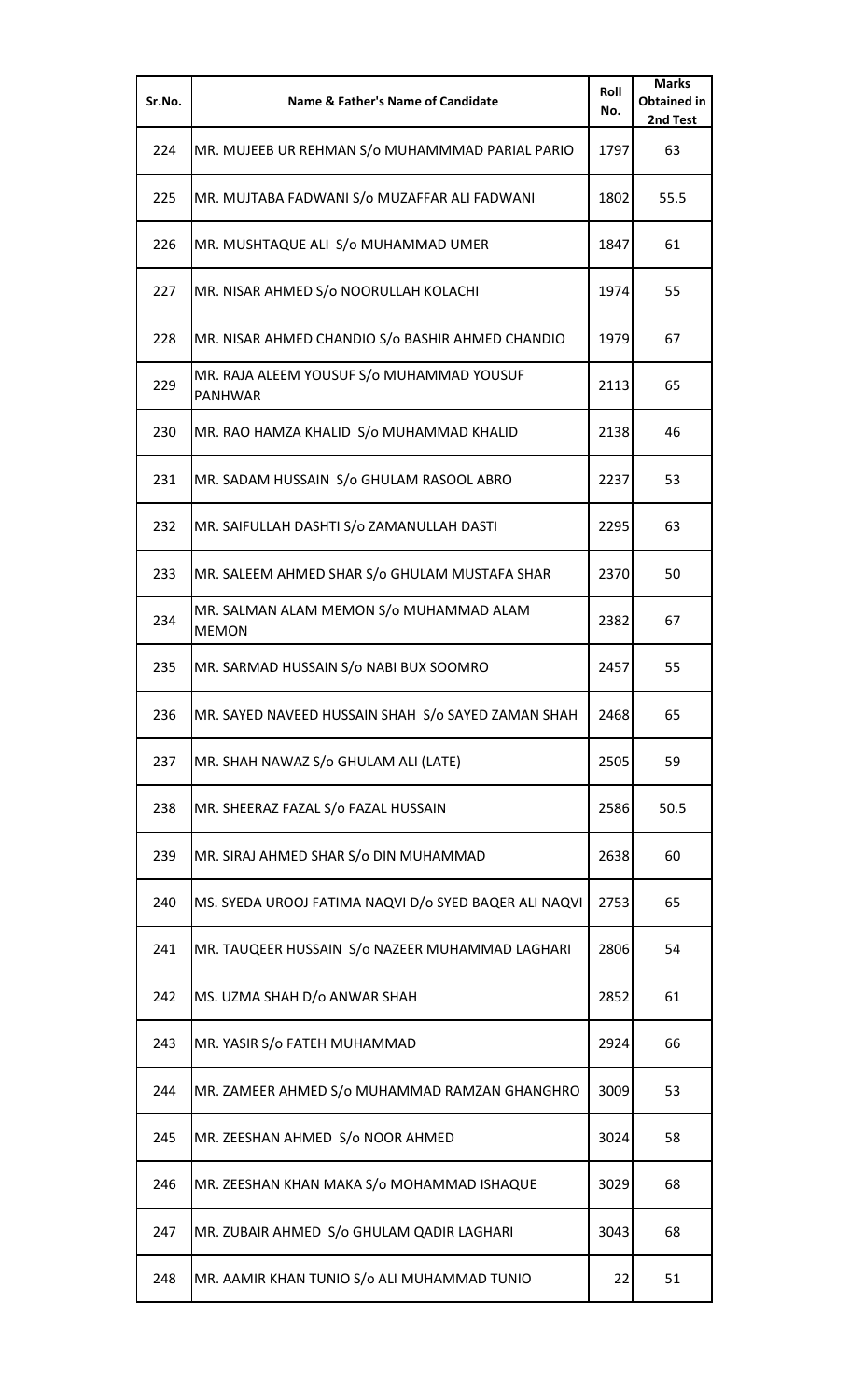| Sr.No. | Name & Father's Name of Candidate | Roll No. | Marks Obtained in 2nd Test |
|---|---|---|---|
| 224 | MR. MUJEEB UR REHMAN S/o MUHAMMMAD PARIAL PARIO | 1797 | 63 |
| 225 | MR. MUJTABA FADWANI S/o MUZAFFAR ALI FADWANI | 1802 | 55.5 |
| 226 | MR. MUSHTAQUE ALI S/o MUHAMMAD UMER | 1847 | 61 |
| 227 | MR. NISAR AHMED S/o NOORULLAH KOLACHI | 1974 | 55 |
| 228 | MR. NISAR AHMED CHANDIO S/o BASHIR AHMED CHANDIO | 1979 | 67 |
| 229 | MR. RAJA ALEEM YOUSUF S/o MUHAMMAD YOUSUF PANHWAR | 2113 | 65 |
| 230 | MR. RAO HAMZA KHALID S/o MUHAMMAD KHALID | 2138 | 46 |
| 231 | MR. SADAM HUSSAIN S/o GHULAM RASOOL ABRO | 2237 | 53 |
| 232 | MR. SAIFULLAH DASHTI S/o ZAMANULLAH DASTI | 2295 | 63 |
| 233 | MR. SALEEM AHMED SHAR S/o GHULAM MUSTAFA SHAR | 2370 | 50 |
| 234 | MR. SALMAN ALAM MEMON S/o MUHAMMAD ALAM MEMON | 2382 | 67 |
| 235 | MR. SARMAD HUSSAIN S/o NABI BUX SOOMRO | 2457 | 55 |
| 236 | MR. SAYED NAVEED HUSSAIN SHAH S/o SAYED ZAMAN SHAH | 2468 | 65 |
| 237 | MR. SHAH NAWAZ S/o GHULAM ALI (LATE) | 2505 | 59 |
| 238 | MR. SHEERAZ FAZAL S/o FAZAL HUSSAIN | 2586 | 50.5 |
| 239 | MR. SIRAJ AHMED SHAR S/o DIN MUHAMMAD | 2638 | 60 |
| 240 | MS. SYEDA UROOJ FATIMA NAQVI D/o SYED BAQER ALI NAQVI | 2753 | 65 |
| 241 | MR. TAUQEER HUSSAIN S/o NAZEER MUHAMMAD LAGHARI | 2806 | 54 |
| 242 | MS. UZMA SHAH D/o ANWAR SHAH | 2852 | 61 |
| 243 | MR. YASIR S/o FATEH MUHAMMAD | 2924 | 66 |
| 244 | MR. ZAMEER AHMED S/o MUHAMMAD RAMZAN GHANGHRO | 3009 | 53 |
| 245 | MR. ZEESHAN AHMED S/o NOOR AHMED | 3024 | 58 |
| 246 | MR. ZEESHAN KHAN MAKA S/o MOHAMMAD ISHAQUE | 3029 | 68 |
| 247 | MR. ZUBAIR AHMED S/o GHULAM QADIR LAGHARI | 3043 | 68 |
| 248 | MR. AAMIR KHAN TUNIO S/o ALI MUHAMMAD TUNIO | 22 | 51 |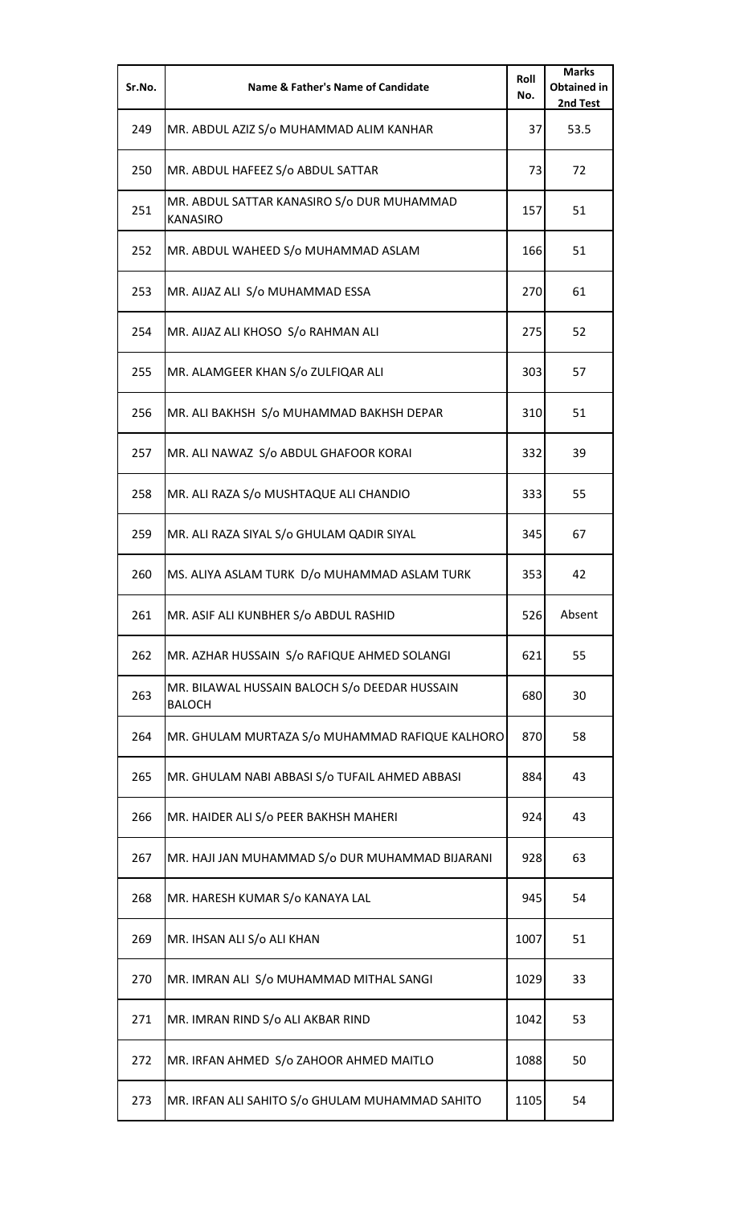| Sr.No. | Name & Father's Name of Candidate | Roll No. | Marks Obtained in 2nd Test |
|---|---|---|---|
| 249 | MR. ABDUL AZIZ S/o MUHAMMAD ALIM KANHAR | 37 | 53.5 |
| 250 | MR. ABDUL HAFEEZ S/o ABDUL SATTAR | 73 | 72 |
| 251 | MR. ABDUL SATTAR KANASIRO S/o DUR MUHAMMAD KANASIRO | 157 | 51 |
| 252 | MR. ABDUL WAHEED S/o MUHAMMAD ASLAM | 166 | 51 |
| 253 | MR. AIJAZ ALI S/o MUHAMMAD ESSA | 270 | 61 |
| 254 | MR. AIJAZ ALI KHOSO S/o RAHMAN ALI | 275 | 52 |
| 255 | MR. ALAMGEER KHAN S/o ZULFIQAR ALI | 303 | 57 |
| 256 | MR. ALI BAKHSH S/o MUHAMMAD BAKHSH DEPAR | 310 | 51 |
| 257 | MR. ALI NAWAZ S/o ABDUL GHAFOOR KORAI | 332 | 39 |
| 258 | MR. ALI RAZA S/o MUSHTAQUE ALI CHANDIO | 333 | 55 |
| 259 | MR. ALI RAZA SIYAL S/o GHULAM QADIR SIYAL | 345 | 67 |
| 260 | MS. ALIYA ASLAM TURK D/o MUHAMMAD ASLAM TURK | 353 | 42 |
| 261 | MR. ASIF ALI KUNBHER S/o ABDUL RASHID | 526 | Absent |
| 262 | MR. AZHAR HUSSAIN S/o RAFIQUE AHMED SOLANGI | 621 | 55 |
| 263 | MR. BILAWAL HUSSAIN BALOCH S/o DEEDAR HUSSAIN BALOCH | 680 | 30 |
| 264 | MR. GHULAM MURTAZA S/o MUHAMMAD RAFIQUE KALHORO | 870 | 58 |
| 265 | MR. GHULAM NABI ABBASI S/o TUFAIL AHMED ABBASI | 884 | 43 |
| 266 | MR. HAIDER ALI S/o PEER BAKHSH MAHERI | 924 | 43 |
| 267 | MR. HAJI JAN MUHAMMAD S/o DUR MUHAMMAD BIJARANI | 928 | 63 |
| 268 | MR. HARESH KUMAR S/o KANAYA LAL | 945 | 54 |
| 269 | MR. IHSAN ALI S/o ALI KHAN | 1007 | 51 |
| 270 | MR. IMRAN ALI S/o MUHAMMAD MITHAL SANGI | 1029 | 33 |
| 271 | MR. IMRAN RIND S/o ALI AKBAR RIND | 1042 | 53 |
| 272 | MR. IRFAN AHMED S/o ZAHOOR AHMED MAITLO | 1088 | 50 |
| 273 | MR. IRFAN ALI SAHITO S/o GHULAM MUHAMMAD SAHITO | 1105 | 54 |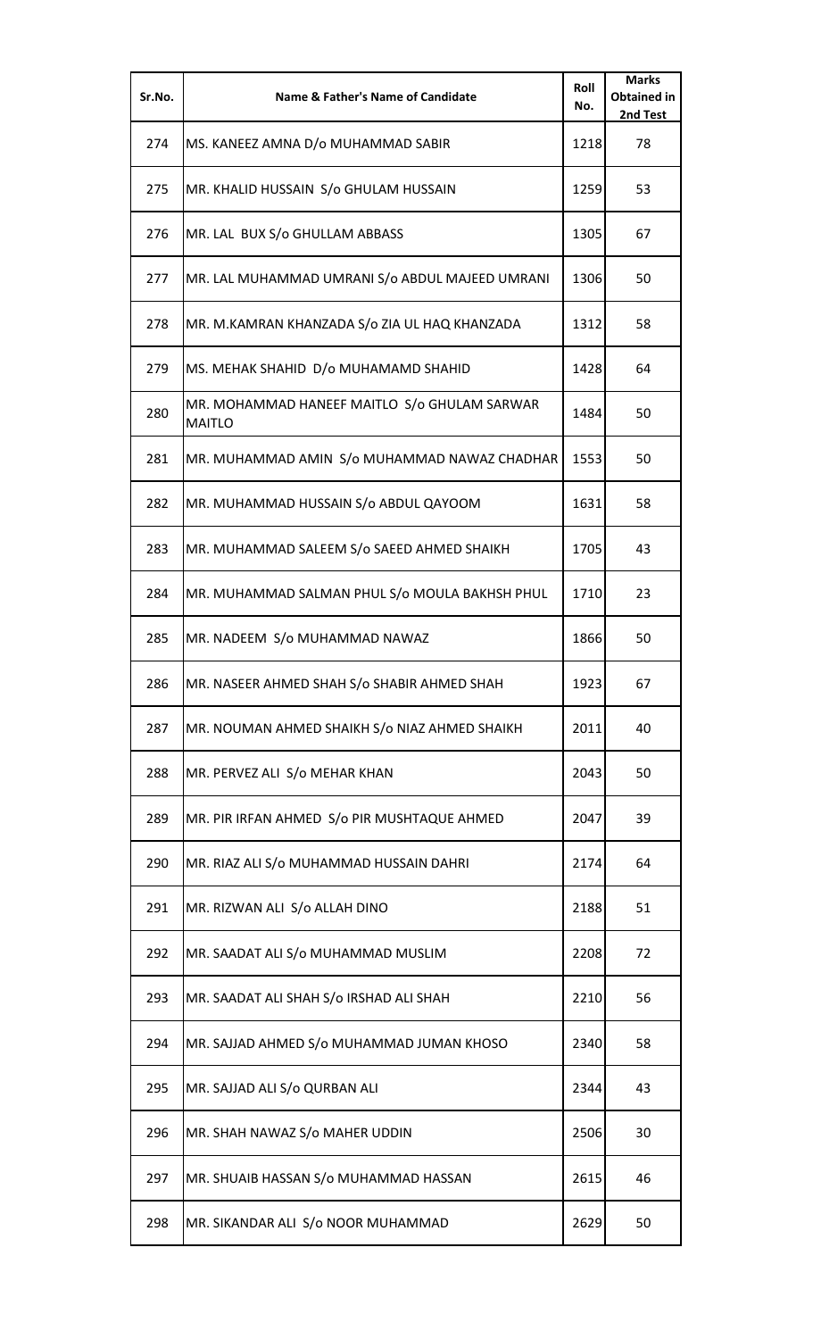| Sr.No. | Name & Father's Name of Candidate | Roll No. | Marks Obtained in 2nd Test |
|---|---|---|---|
| 274 | MS. KANEEZ AMNA D/o MUHAMMAD SABIR | 1218 | 78 |
| 275 | MR. KHALID HUSSAIN S/o GHULAM HUSSAIN | 1259 | 53 |
| 276 | MR. LAL BUX S/o GHULLAM ABBASS | 1305 | 67 |
| 277 | MR. LAL MUHAMMAD UMRANI S/o ABDUL MAJEED UMRANI | 1306 | 50 |
| 278 | MR. M.KAMRAN KHANZADA S/o ZIA UL HAQ KHANZADA | 1312 | 58 |
| 279 | MS. MEHAK SHAHID D/o MUHAMAMD SHAHID | 1428 | 64 |
| 280 | MR. MOHAMMAD HANEEF MAITLO S/o GHULAM SARWAR MAITLO | 1484 | 50 |
| 281 | MR. MUHAMMAD AMIN S/o MUHAMMAD NAWAZ CHADHAR | 1553 | 50 |
| 282 | MR. MUHAMMAD HUSSAIN S/o ABDUL QAYOOM | 1631 | 58 |
| 283 | MR. MUHAMMAD SALEEM S/o SAEED AHMED SHAIKH | 1705 | 43 |
| 284 | MR. MUHAMMAD SALMAN PHUL S/o MOULA BAKHSH PHUL | 1710 | 23 |
| 285 | MR. NADEEM S/o MUHAMMAD NAWAZ | 1866 | 50 |
| 286 | MR. NASEER AHMED SHAH S/o SHABIR AHMED SHAH | 1923 | 67 |
| 287 | MR. NOUMAN AHMED SHAIKH S/o NIAZ AHMED SHAIKH | 2011 | 40 |
| 288 | MR. PERVEZ ALI S/o MEHAR KHAN | 2043 | 50 |
| 289 | MR. PIR IRFAN AHMED S/o PIR MUSHTAQUE AHMED | 2047 | 39 |
| 290 | MR. RIAZ ALI S/o MUHAMMAD HUSSAIN DAHRI | 2174 | 64 |
| 291 | MR. RIZWAN ALI S/o ALLAH DINO | 2188 | 51 |
| 292 | MR. SAADAT ALI S/o MUHAMMAD MUSLIM | 2208 | 72 |
| 293 | MR. SAADAT ALI SHAH S/o IRSHAD ALI SHAH | 2210 | 56 |
| 294 | MR. SAJJAD AHMED S/o MUHAMMAD JUMAN KHOSO | 2340 | 58 |
| 295 | MR. SAJJAD ALI S/o QURBAN ALI | 2344 | 43 |
| 296 | MR. SHAH NAWAZ S/o MAHER UDDIN | 2506 | 30 |
| 297 | MR. SHUAIB HASSAN S/o MUHAMMAD HASSAN | 2615 | 46 |
| 298 | MR. SIKANDAR ALI S/o NOOR MUHAMMAD | 2629 | 50 |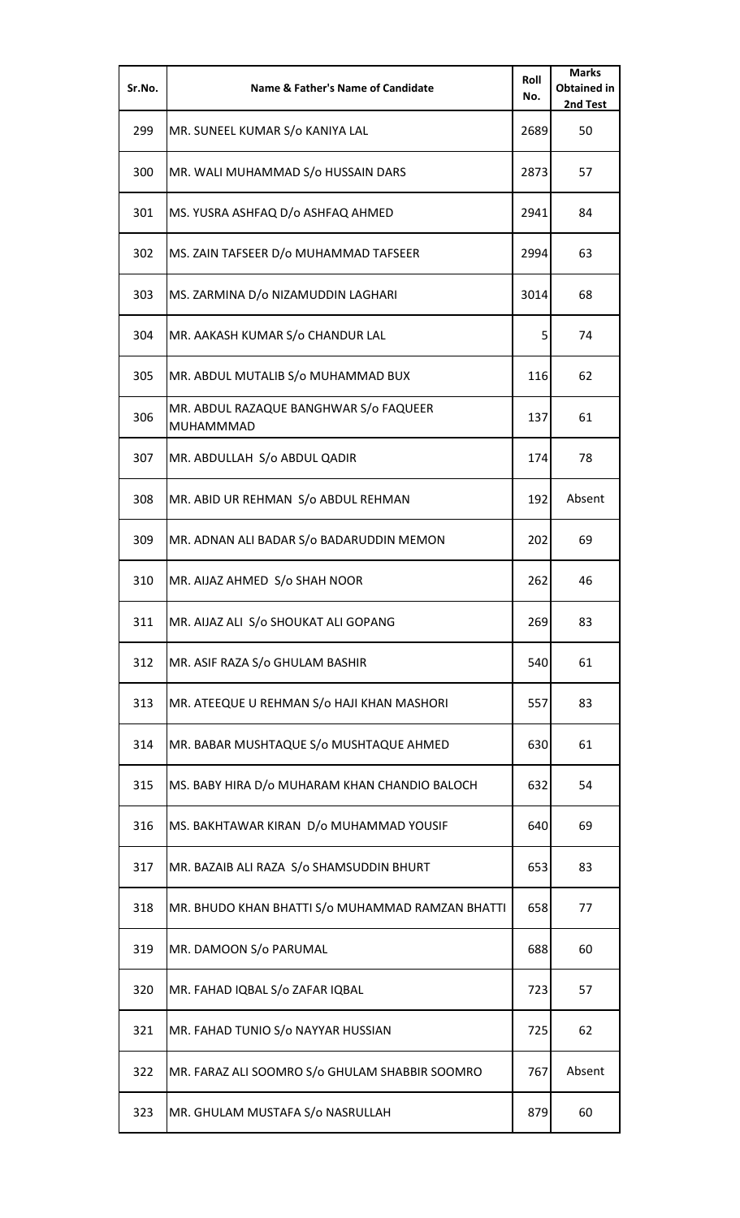| Sr.No. | Name & Father's Name of Candidate | Roll No. | Marks Obtained in 2nd Test |
|---|---|---|---|
| 299 | MR. SUNEEL KUMAR S/o KANIYA LAL | 2689 | 50 |
| 300 | MR. WALI MUHAMMAD S/o HUSSAIN DARS | 2873 | 57 |
| 301 | MS. YUSRA ASHFAQ D/o ASHFAQ AHMED | 2941 | 84 |
| 302 | MS. ZAIN TAFSEER D/o MUHAMMAD TAFSEER | 2994 | 63 |
| 303 | MS. ZARMINA D/o NIZAMUDDIN LAGHARI | 3014 | 68 |
| 304 | MR. AAKASH KUMAR S/o CHANDUR LAL | 5 | 74 |
| 305 | MR. ABDUL MUTALIB S/o MUHAMMAD BUX | 116 | 62 |
| 306 | MR. ABDUL RAZAQUE BANGHWAR S/o FAQUEER MUHAMMMAD | 137 | 61 |
| 307 | MR. ABDULLAH S/o ABDUL QADIR | 174 | 78 |
| 308 | MR. ABID UR REHMAN S/o ABDUL REHMAN | 192 | Absent |
| 309 | MR. ADNAN ALI BADAR S/o BADARUDDIN MEMON | 202 | 69 |
| 310 | MR. AIJAZ AHMED S/o SHAH NOOR | 262 | 46 |
| 311 | MR. AIJAZ ALI S/o SHOUKAT ALI GOPANG | 269 | 83 |
| 312 | MR. ASIF RAZA S/o GHULAM BASHIR | 540 | 61 |
| 313 | MR. ATEEQUE U REHMAN S/o HAJI KHAN MASHORI | 557 | 83 |
| 314 | MR. BABAR MUSHTAQUE S/o MUSHTAQUE AHMED | 630 | 61 |
| 315 | MS. BABY HIRA D/o MUHARAM KHAN CHANDIO BALOCH | 632 | 54 |
| 316 | MS. BAKHTAWAR KIRAN D/o MUHAMMAD YOUSIF | 640 | 69 |
| 317 | MR. BAZAIB ALI RAZA S/o SHAMSUDDIN BHURT | 653 | 83 |
| 318 | MR. BHUDO KHAN BHATTI S/o MUHAMMAD RAMZAN BHATTI | 658 | 77 |
| 319 | MR. DAMOON S/o PARUMAL | 688 | 60 |
| 320 | MR. FAHAD IQBAL S/o ZAFAR IQBAL | 723 | 57 |
| 321 | MR. FAHAD TUNIO S/o NAYYAR HUSSIAN | 725 | 62 |
| 322 | MR. FARAZ ALI SOOMRO S/o GHULAM SHABBIR SOOMRO | 767 | Absent |
| 323 | MR. GHULAM MUSTAFA S/o NASRULLAH | 879 | 60 |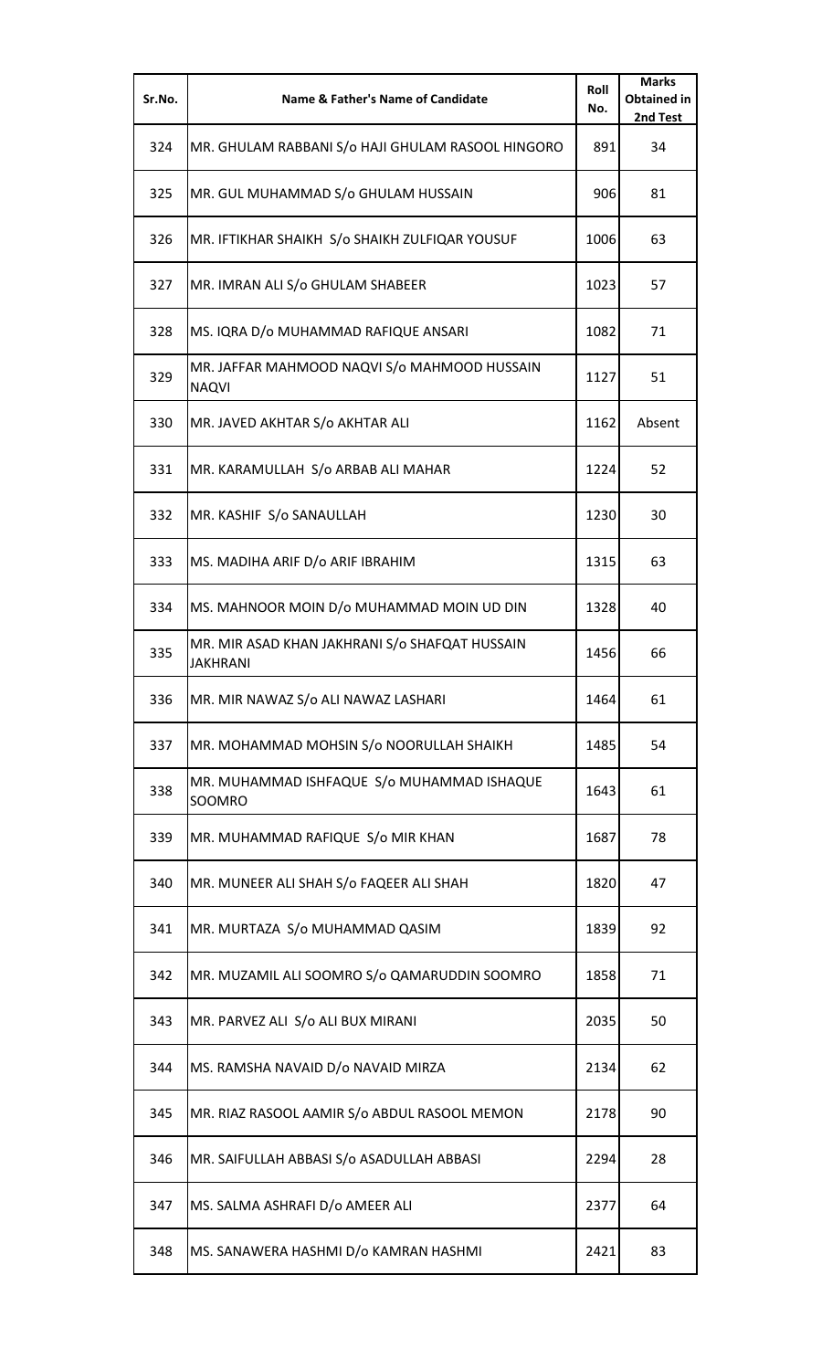| Sr.No. | Name & Father's Name of Candidate | Roll No. | Marks Obtained in 2nd Test |
|---|---|---|---|
| 324 | MR. GHULAM RABBANI S/o HAJI GHULAM RASOOL HINGORO | 891 | 34 |
| 325 | MR. GUL MUHAMMAD S/o GHULAM HUSSAIN | 906 | 81 |
| 326 | MR. IFTIKHAR SHAIKH S/o SHAIKH ZULFIQAR YOUSUF | 1006 | 63 |
| 327 | MR. IMRAN ALI S/o GHULAM SHABEER | 1023 | 57 |
| 328 | MS. IQRA D/o MUHAMMAD RAFIQUE ANSARI | 1082 | 71 |
| 329 | MR. JAFFAR MAHMOOD NAQVI S/o MAHMOOD HUSSAIN NAQVI | 1127 | 51 |
| 330 | MR. JAVED AKHTAR S/o AKHTAR ALI | 1162 | Absent |
| 331 | MR. KARAMULLAH S/o ARBAB ALI MAHAR | 1224 | 52 |
| 332 | MR. KASHIF S/o SANAULLAH | 1230 | 30 |
| 333 | MS. MADIHA ARIF D/o ARIF IBRAHIM | 1315 | 63 |
| 334 | MS. MAHNOOR MOIN D/o MUHAMMAD MOIN UD DIN | 1328 | 40 |
| 335 | MR. MIR ASAD KHAN JAKHRANI S/o SHAFQAT HUSSAIN JAKHRANI | 1456 | 66 |
| 336 | MR. MIR NAWAZ S/o ALI NAWAZ LASHARI | 1464 | 61 |
| 337 | MR. MOHAMMAD MOHSIN S/o NOORULLAH SHAIKH | 1485 | 54 |
| 338 | MR. MUHAMMAD ISHFAQUE S/o MUHAMMAD ISHAQUE SOOMRO | 1643 | 61 |
| 339 | MR. MUHAMMAD RAFIQUE S/o MIR KHAN | 1687 | 78 |
| 340 | MR. MUNEER ALI SHAH S/o FAQEER ALI SHAH | 1820 | 47 |
| 341 | MR. MURTAZA S/o MUHAMMAD QASIM | 1839 | 92 |
| 342 | MR. MUZAMIL ALI SOOMRO S/o QAMARUDDIN SOOMRO | 1858 | 71 |
| 343 | MR. PARVEZ ALI S/o ALI BUX MIRANI | 2035 | 50 |
| 344 | MS. RAMSHA NAVAID D/o NAVAID MIRZA | 2134 | 62 |
| 345 | MR. RIAZ RASOOL AAMIR S/o ABDUL RASOOL MEMON | 2178 | 90 |
| 346 | MR. SAIFULLAH ABBASI S/o ASADULLAH ABBASI | 2294 | 28 |
| 347 | MS. SALMA ASHRAFI D/o AMEER ALI | 2377 | 64 |
| 348 | MS. SANAWERA HASHMI D/o KAMRAN HASHMI | 2421 | 83 |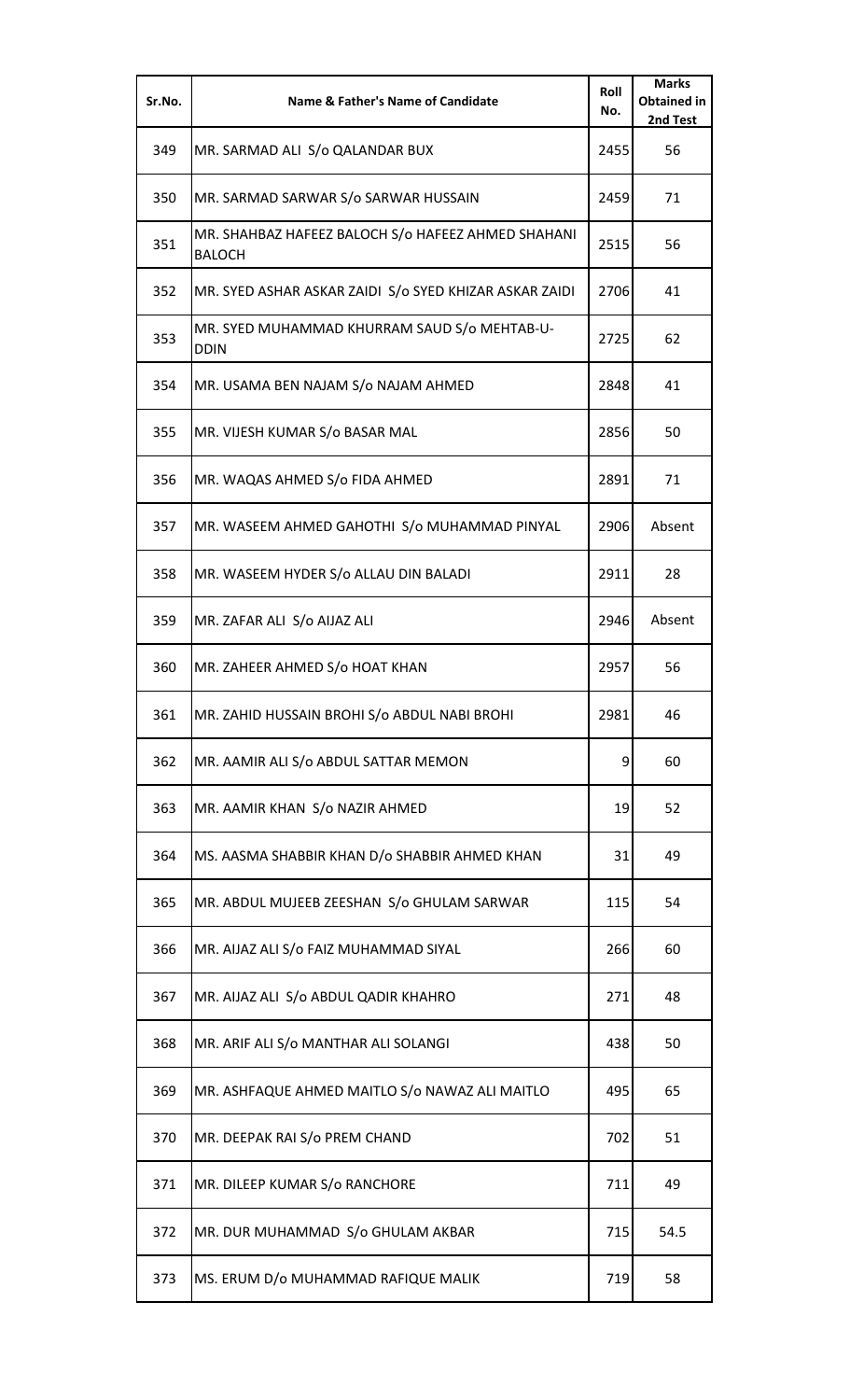| Sr.No. | Name & Father's Name of Candidate | Roll No. | Marks Obtained in 2nd Test |
|---|---|---|---|
| 349 | MR. SARMAD ALI S/o QALANDAR BUX | 2455 | 56 |
| 350 | MR. SARMAD SARWAR S/o SARWAR HUSSAIN | 2459 | 71 |
| 351 | MR. SHAHBAZ HAFEEZ BALOCH S/o HAFEEZ AHMED SHAHANI BALOCH | 2515 | 56 |
| 352 | MR. SYED ASHAR ASKAR ZAIDI S/o SYED KHIZAR ASKAR ZAIDI | 2706 | 41 |
| 353 | MR. SYED MUHAMMAD KHURRAM SAUD S/o MEHTAB-U-DDIN | 2725 | 62 |
| 354 | MR. USAMA BEN NAJAM S/o NAJAM AHMED | 2848 | 41 |
| 355 | MR. VIJESH KUMAR S/o BASAR MAL | 2856 | 50 |
| 356 | MR. WAQAS AHMED S/o FIDA AHMED | 2891 | 71 |
| 357 | MR. WASEEM AHMED GAHOTHI S/o MUHAMMAD PINYAL | 2906 | Absent |
| 358 | MR. WASEEM HYDER S/o ALLAU DIN BALADI | 2911 | 28 |
| 359 | MR. ZAFAR ALI S/o AIJAZ ALI | 2946 | Absent |
| 360 | MR. ZAHEER AHMED S/o HOAT KHAN | 2957 | 56 |
| 361 | MR. ZAHID HUSSAIN BROHI S/o ABDUL NABI BROHI | 2981 | 46 |
| 362 | MR. AAMIR ALI S/o ABDUL SATTAR MEMON | 9 | 60 |
| 363 | MR. AAMIR KHAN S/o NAZIR AHMED | 19 | 52 |
| 364 | MS. AASMA SHABBIR KHAN D/o SHABBIR AHMED KHAN | 31 | 49 |
| 365 | MR. ABDUL MUJEEB ZEESHAN S/o GHULAM SARWAR | 115 | 54 |
| 366 | MR. AIJAZ ALI S/o FAIZ MUHAMMAD SIYAL | 266 | 60 |
| 367 | MR. AIJAZ ALI S/o ABDUL QADIR KHAHRO | 271 | 48 |
| 368 | MR. ARIF ALI S/o MANTHAR ALI SOLANGI | 438 | 50 |
| 369 | MR. ASHFAQUE AHMED MAITLO S/o NAWAZ ALI MAITLO | 495 | 65 |
| 370 | MR. DEEPAK RAI S/o PREM CHAND | 702 | 51 |
| 371 | MR. DILEEP KUMAR S/o RANCHORE | 711 | 49 |
| 372 | MR. DUR MUHAMMAD S/o GHULAM AKBAR | 715 | 54.5 |
| 373 | MS. ERUM D/o MUHAMMAD RAFIQUE MALIK | 719 | 58 |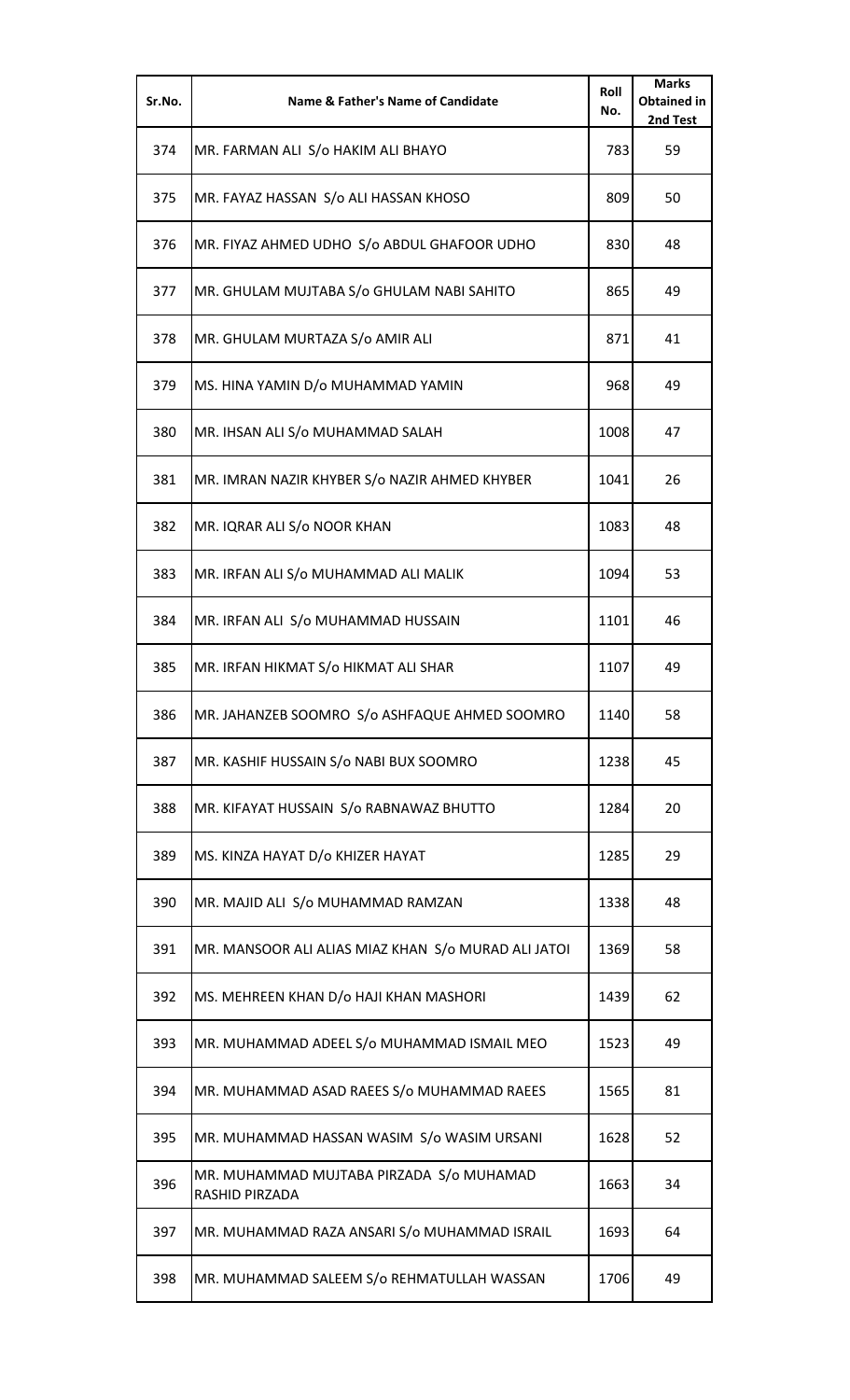| Sr.No. | Name & Father's Name of Candidate | Roll No. | Marks Obtained in 2nd Test |
|---|---|---|---|
| 374 | MR. FARMAN ALI S/o HAKIM ALI BHAYO | 783 | 59 |
| 375 | MR. FAYAZ HASSAN S/o ALI HASSAN KHOSO | 809 | 50 |
| 376 | MR. FIYAZ AHMED UDHO S/o ABDUL GHAFOOR UDHO | 830 | 48 |
| 377 | MR. GHULAM MUJTABA S/o GHULAM NABI SAHITO | 865 | 49 |
| 378 | MR. GHULAM MURTAZA S/o AMIR ALI | 871 | 41 |
| 379 | MS. HINA YAMIN D/o MUHAMMAD YAMIN | 968 | 49 |
| 380 | MR. IHSAN ALI S/o MUHAMMAD SALAH | 1008 | 47 |
| 381 | MR. IMRAN NAZIR KHYBER S/o NAZIR AHMED KHYBER | 1041 | 26 |
| 382 | MR. IQRAR ALI S/o NOOR KHAN | 1083 | 48 |
| 383 | MR. IRFAN ALI S/o MUHAMMAD ALI MALIK | 1094 | 53 |
| 384 | MR. IRFAN ALI S/o MUHAMMAD HUSSAIN | 1101 | 46 |
| 385 | MR. IRFAN HIKMAT S/o HIKMAT ALI SHAR | 1107 | 49 |
| 386 | MR. JAHANZEB SOOMRO S/o ASHFAQUE AHMED SOOMRO | 1140 | 58 |
| 387 | MR. KASHIF HUSSAIN S/o NABI BUX SOOMRO | 1238 | 45 |
| 388 | MR. KIFAYAT HUSSAIN S/o RABNAWAZ BHUTTO | 1284 | 20 |
| 389 | MS. KINZA HAYAT D/o KHIZER HAYAT | 1285 | 29 |
| 390 | MR. MAJID ALI S/o MUHAMMAD RAMZAN | 1338 | 48 |
| 391 | MR. MANSOOR ALI ALIAS MIAZ KHAN S/o MURAD ALI JATOI | 1369 | 58 |
| 392 | MS. MEHREEN KHAN D/o HAJI KHAN MASHORI | 1439 | 62 |
| 393 | MR. MUHAMMAD ADEEL S/o MUHAMMAD ISMAIL MEO | 1523 | 49 |
| 394 | MR. MUHAMMAD ASAD RAEES S/o MUHAMMAD RAEES | 1565 | 81 |
| 395 | MR. MUHAMMAD HASSAN WASIM S/o WASIM URSANI | 1628 | 52 |
| 396 | MR. MUHAMMAD MUJTABA PIRZADA S/o MUHAMAD RASHID PIRZADA | 1663 | 34 |
| 397 | MR. MUHAMMAD RAZA ANSARI S/o MUHAMMAD ISRAIL | 1693 | 64 |
| 398 | MR. MUHAMMAD SALEEM S/o REHMATULLAH WASSAN | 1706 | 49 |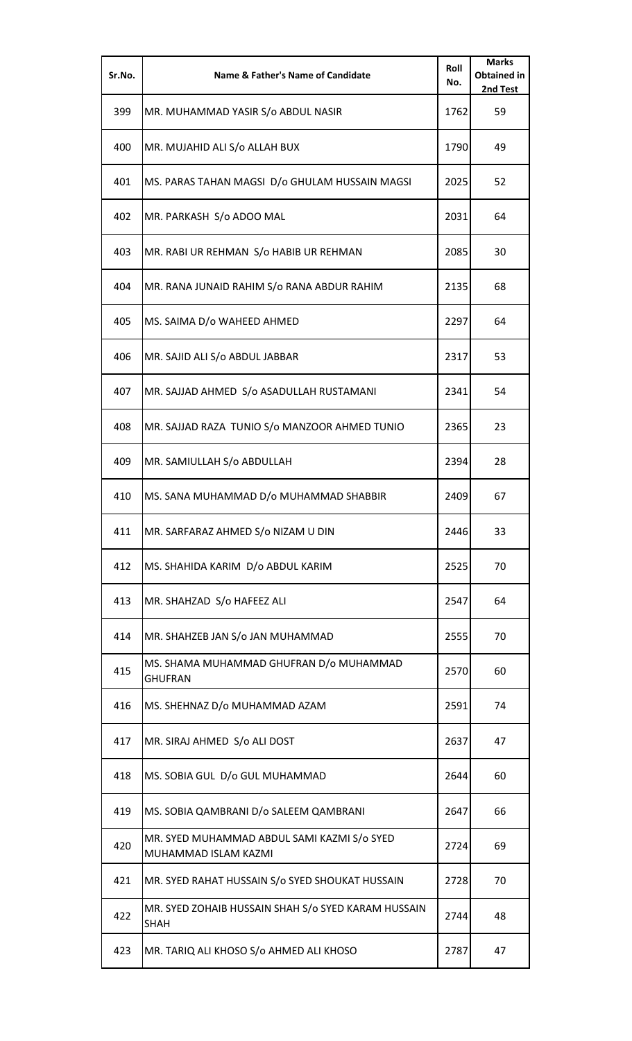| Sr.No. | Name & Father's Name of Candidate | Roll No. | Marks Obtained in 2nd Test |
|---|---|---|---|
| 399 | MR. MUHAMMAD YASIR S/o ABDUL NASIR | 1762 | 59 |
| 400 | MR. MUJAHID ALI S/o ALLAH BUX | 1790 | 49 |
| 401 | MS. PARAS TAHAN MAGSI D/o GHULAM HUSSAIN MAGSI | 2025 | 52 |
| 402 | MR. PARKASH S/o ADOO MAL | 2031 | 64 |
| 403 | MR. RABI UR REHMAN S/o HABIB UR REHMAN | 2085 | 30 |
| 404 | MR. RANA JUNAID RAHIM S/o RANA ABDUR RAHIM | 2135 | 68 |
| 405 | MS. SAIMA D/o WAHEED AHMED | 2297 | 64 |
| 406 | MR. SAJID ALI S/o ABDUL JABBAR | 2317 | 53 |
| 407 | MR. SAJJAD AHMED S/o ASADULLAH RUSTAMANI | 2341 | 54 |
| 408 | MR. SAJJAD RAZA TUNIO S/o MANZOOR AHMED TUNIO | 2365 | 23 |
| 409 | MR. SAMIULLAH S/o ABDULLAH | 2394 | 28 |
| 410 | MS. SANA MUHAMMAD D/o MUHAMMAD SHABBIR | 2409 | 67 |
| 411 | MR. SARFARAZ AHMED S/o NIZAM U DIN | 2446 | 33 |
| 412 | MS. SHAHIDA KARIM D/o ABDUL KARIM | 2525 | 70 |
| 413 | MR. SHAHZAD S/o HAFEEZ ALI | 2547 | 64 |
| 414 | MR. SHAHZEB JAN S/o JAN MUHAMMAD | 2555 | 70 |
| 415 | MS. SHAMA MUHAMMAD GHUFRAN D/o MUHAMMAD GHUFRAN | 2570 | 60 |
| 416 | MS. SHEHNAZ D/o MUHAMMAD AZAM | 2591 | 74 |
| 417 | MR. SIRAJ AHMED S/o ALI DOST | 2637 | 47 |
| 418 | MS. SOBIA GUL D/o GUL MUHAMMAD | 2644 | 60 |
| 419 | MS. SOBIA QAMBRANI D/o SALEEM QAMBRANI | 2647 | 66 |
| 420 | MR. SYED MUHAMMAD ABDUL SAMI KAZMI S/o SYED MUHAMMAD ISLAM KAZMI | 2724 | 69 |
| 421 | MR. SYED RAHAT HUSSAIN S/o SYED SHOUKAT HUSSAIN | 2728 | 70 |
| 422 | MR. SYED ZOHAIB HUSSAIN SHAH S/o SYED KARAM HUSSAIN SHAH | 2744 | 48 |
| 423 | MR. TARIQ ALI KHOSO S/o AHMED ALI KHOSO | 2787 | 47 |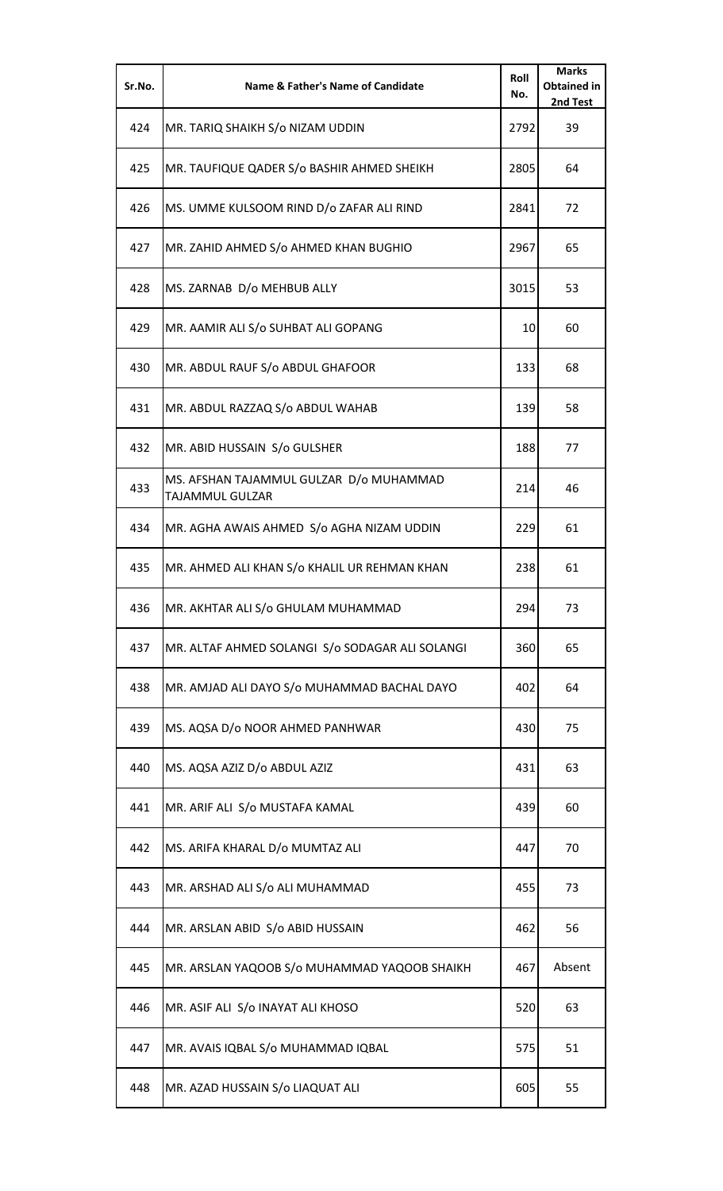| Sr.No. | Name & Father's Name of Candidate | Roll No. | Marks Obtained in 2nd Test |
|---|---|---|---|
| 424 | MR. TARIQ SHAIKH S/o NIZAM UDDIN | 2792 | 39 |
| 425 | MR. TAUFIQUE QADER S/o BASHIR AHMED SHEIKH | 2805 | 64 |
| 426 | MS. UMME KULSOOM RIND D/o ZAFAR ALI RIND | 2841 | 72 |
| 427 | MR. ZAHID AHMED S/o AHMED KHAN BUGHIO | 2967 | 65 |
| 428 | MS. ZARNAB D/o MEHBUB ALLY | 3015 | 53 |
| 429 | MR. AAMIR ALI S/o SUHBAT ALI GOPANG | 10 | 60 |
| 430 | MR. ABDUL RAUF S/o ABDUL GHAFOOR | 133 | 68 |
| 431 | MR. ABDUL RAZZAQ S/o ABDUL WAHAB | 139 | 58 |
| 432 | MR. ABID HUSSAIN S/o GULSHER | 188 | 77 |
| 433 | MS. AFSHAN TAJAMMUL GULZAR D/o MUHAMMAD TAJAMMUL GULZAR | 214 | 46 |
| 434 | MR. AGHA AWAIS AHMED S/o AGHA NIZAM UDDIN | 229 | 61 |
| 435 | MR. AHMED ALI KHAN S/o KHALIL UR REHMAN KHAN | 238 | 61 |
| 436 | MR. AKHTAR ALI S/o GHULAM MUHAMMAD | 294 | 73 |
| 437 | MR. ALTAF AHMED SOLANGI S/o SODAGAR ALI SOLANGI | 360 | 65 |
| 438 | MR. AMJAD ALI DAYO S/o MUHAMMAD BACHAL DAYO | 402 | 64 |
| 439 | MS. AQSA D/o NOOR AHMED PANHWAR | 430 | 75 |
| 440 | MS. AQSA AZIZ D/o ABDUL AZIZ | 431 | 63 |
| 441 | MR. ARIF ALI S/o MUSTAFA KAMAL | 439 | 60 |
| 442 | MS. ARIFA KHARAL D/o MUMTAZ ALI | 447 | 70 |
| 443 | MR. ARSHAD ALI S/o ALI MUHAMMAD | 455 | 73 |
| 444 | MR. ARSLAN ABID S/o ABID HUSSAIN | 462 | 56 |
| 445 | MR. ARSLAN YAQOOB S/o MUHAMMAD YAQOOB SHAIKH | 467 | Absent |
| 446 | MR. ASIF ALI S/o INAYAT ALI KHOSO | 520 | 63 |
| 447 | MR. AVAIS IQBAL S/o MUHAMMAD IQBAL | 575 | 51 |
| 448 | MR. AZAD HUSSAIN S/o LIAQUAT ALI | 605 | 55 |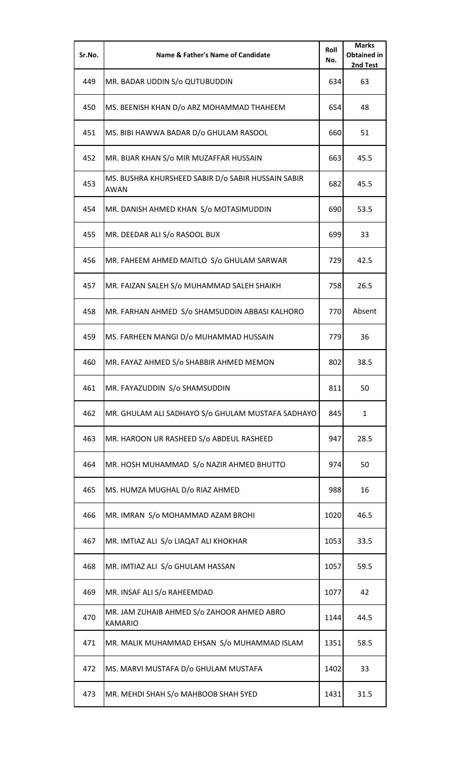| Sr.No. | Name & Father's Name of Candidate | Roll No. | Marks Obtained in 2nd Test |
|---|---|---|---|
| 449 | MR. BADAR UDDIN S/o QUTUBUDDIN | 634 | 63 |
| 450 | MS. BEENISH KHAN D/o ARZ MOHAMMAD THAHEEM | 654 | 48 |
| 451 | MS. BIBI HAWWA BADAR D/o GHULAM RASOOL | 660 | 51 |
| 452 | MR. BIJAR KHAN S/o MIR MUZAFFAR HUSSAIN | 663 | 45.5 |
| 453 | MS. BUSHRA KHURSHEED SABIR D/o SABIR HUSSAIN SABIR AWAN | 682 | 45.5 |
| 454 | MR. DANISH AHMED KHAN S/o MOTASIMUDDIN | 690 | 53.5 |
| 455 | MR. DEEDAR ALI S/o RASOOL BUX | 699 | 33 |
| 456 | MR. FAHEEM AHMED MAITLO S/o GHULAM SARWAR | 729 | 42.5 |
| 457 | MR. FAIZAN SALEH S/o MUHAMMAD SALEH SHAIKH | 758 | 26.5 |
| 458 | MR. FARHAN AHMED S/o SHAMSUDDIN ABBASI KALHORO | 770 | Absent |
| 459 | MS. FARHEEN MANGI D/o MUHAMMAD HUSSAIN | 779 | 36 |
| 460 | MR. FAYAZ AHMED S/o SHABBIR AHMED MEMON | 802 | 38.5 |
| 461 | MR. FAYAZUDDIN S/o SHAMSUDDIN | 811 | 50 |
| 462 | MR. GHULAM ALI SADHAYO S/o GHULAM MUSTAFA SADHAYO | 845 | 1 |
| 463 | MR. HAROON UR RASHEED S/o ABDEUL RASHEED | 947 | 28.5 |
| 464 | MR. HOSH MUHAMMAD S/o NAZIR AHMED BHUTTO | 974 | 50 |
| 465 | MS. HUMZA MUGHAL D/o RIAZ AHMED | 988 | 16 |
| 466 | MR. IMRAN S/o MOHAMMAD AZAM BROHI | 1020 | 46.5 |
| 467 | MR. IMTIAZ ALI S/o LIAQAT ALI KHOKHAR | 1053 | 33.5 |
| 468 | MR. IMTIAZ ALI S/o GHULAM HASSAN | 1057 | 59.5 |
| 469 | MR. INSAF ALI S/o RAHEEMDAD | 1077 | 42 |
| 470 | MR. JAM ZUHAIB AHMED S/o ZAHOOR AHMED ABRO KAMARIO | 1144 | 44.5 |
| 471 | MR. MALIK MUHAMMAD EHSAN S/o MUHAMMAD ISLAM | 1351 | 58.5 |
| 472 | MS. MARVI MUSTAFA D/o GHULAM MUSTAFA | 1402 | 33 |
| 473 | MR. MEHDI SHAH S/o MAHBOOB SHAH SYED | 1431 | 31.5 |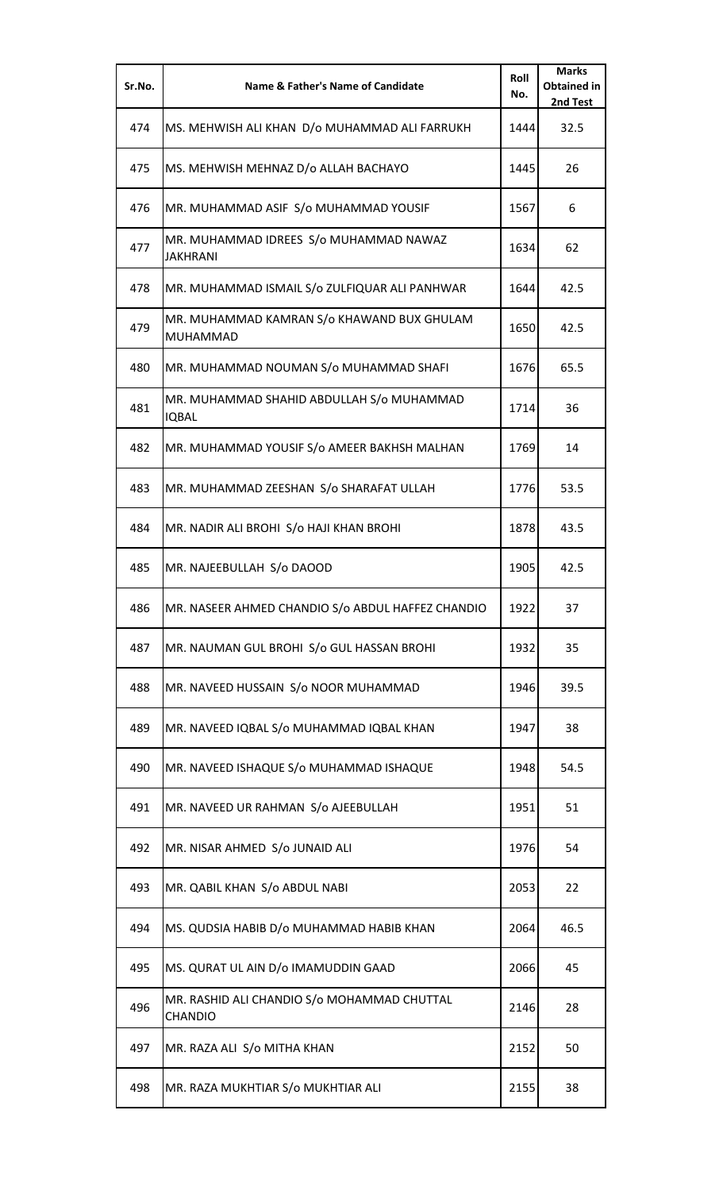| Sr.No. | Name & Father's Name of Candidate | Roll No. | Marks Obtained in 2nd Test |
|---|---|---|---|
| 474 | MS. MEHWISH ALI KHAN D/o MUHAMMAD ALI FARRUKH | 1444 | 32.5 |
| 475 | MS. MEHWISH MEHNAZ D/o ALLAH BACHAYO | 1445 | 26 |
| 476 | MR. MUHAMMAD ASIF S/o MUHAMMAD YOUSIF | 1567 | 6 |
| 477 | MR. MUHAMMAD IDREES S/o MUHAMMAD NAWAZ JAKHRANI | 1634 | 62 |
| 478 | MR. MUHAMMAD ISMAIL S/o ZULFIQUAR ALI PANHWAR | 1644 | 42.5 |
| 479 | MR. MUHAMMAD KAMRAN S/o KHAWAND BUX GHULAM MUHAMMAD | 1650 | 42.5 |
| 480 | MR. MUHAMMAD NOUMAN S/o MUHAMMAD SHAFI | 1676 | 65.5 |
| 481 | MR. MUHAMMAD SHAHID ABDULLAH S/o MUHAMMAD IQBAL | 1714 | 36 |
| 482 | MR. MUHAMMAD YOUSIF S/o AMEER BAKHSH MALHAN | 1769 | 14 |
| 483 | MR. MUHAMMAD ZEESHAN S/o SHARAFAT ULLAH | 1776 | 53.5 |
| 484 | MR. NADIR ALI BROHI S/o HAJI KHAN BROHI | 1878 | 43.5 |
| 485 | MR. NAJEEBULLAH S/o DAOOD | 1905 | 42.5 |
| 486 | MR. NASEER AHMED CHANDIO S/o ABDUL HAFFEZ CHANDIO | 1922 | 37 |
| 487 | MR. NAUMAN GUL BROHI S/o GUL HASSAN BROHI | 1932 | 35 |
| 488 | MR. NAVEED HUSSAIN S/o NOOR MUHAMMAD | 1946 | 39.5 |
| 489 | MR. NAVEED IQBAL S/o MUHAMMAD IQBAL KHAN | 1947 | 38 |
| 490 | MR. NAVEED ISHAQUE S/o MUHAMMAD ISHAQUE | 1948 | 54.5 |
| 491 | MR. NAVEED UR RAHMAN S/o AJEEBULLAH | 1951 | 51 |
| 492 | MR. NISAR AHMED S/o JUNAID ALI | 1976 | 54 |
| 493 | MR. QABIL KHAN S/o ABDUL NABI | 2053 | 22 |
| 494 | MS. QUDSIA HABIB D/o MUHAMMAD HABIB KHAN | 2064 | 46.5 |
| 495 | MS. QURAT UL AIN D/o IMAMUDDIN GAAD | 2066 | 45 |
| 496 | MR. RASHID ALI CHANDIO S/o MOHAMMAD CHUTTAL CHANDIO | 2146 | 28 |
| 497 | MR. RAZA ALI S/o MITHA KHAN | 2152 | 50 |
| 498 | MR. RAZA MUKHTIAR S/o MUKHTIAR ALI | 2155 | 38 |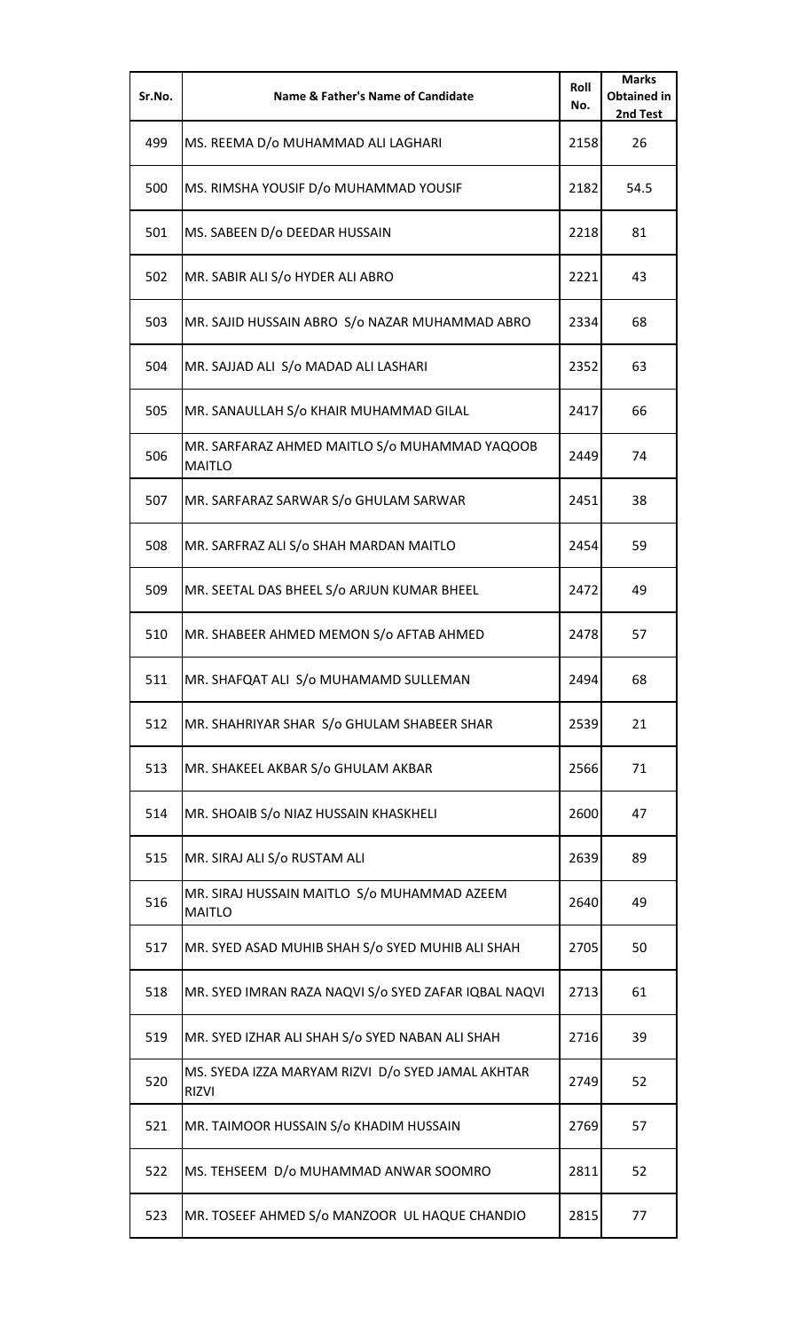| Sr.No. | Name & Father's Name of Candidate | Roll No. | Marks Obtained in 2nd Test |
|---|---|---|---|
| 499 | MS. REEMA D/o MUHAMMAD ALI LAGHARI | 2158 | 26 |
| 500 | MS. RIMSHA YOUSIF D/o MUHAMMAD YOUSIF | 2182 | 54.5 |
| 501 | MS. SABEEN D/o DEEDAR HUSSAIN | 2218 | 81 |
| 502 | MR. SABIR ALI S/o HYDER ALI ABRO | 2221 | 43 |
| 503 | MR. SAJID HUSSAIN ABRO S/o NAZAR MUHAMMAD ABRO | 2334 | 68 |
| 504 | MR. SAJJAD ALI S/o MADAD ALI LASHARI | 2352 | 63 |
| 505 | MR. SANAULLAH S/o KHAIR MUHAMMAD GILAL | 2417 | 66 |
| 506 | MR. SARFARAZ AHMED MAITLO S/o MUHAMMAD YAQOOB MAITLO | 2449 | 74 |
| 507 | MR. SARFARAZ SARWAR S/o GHULAM SARWAR | 2451 | 38 |
| 508 | MR. SARFRAZ ALI S/o SHAH MARDAN MAITLO | 2454 | 59 |
| 509 | MR. SEETAL DAS BHEEL S/o ARJUN KUMAR BHEEL | 2472 | 49 |
| 510 | MR. SHABEER AHMED MEMON S/o AFTAB AHMED | 2478 | 57 |
| 511 | MR. SHAFQAT ALI S/o MUHAMAMD SULLEMAN | 2494 | 68 |
| 512 | MR. SHAHRIYAR SHAR S/o GHULAM SHABEER SHAR | 2539 | 21 |
| 513 | MR. SHAKEEL AKBAR S/o GHULAM AKBAR | 2566 | 71 |
| 514 | MR. SHOAIB S/o NIAZ HUSSAIN KHASKHELI | 2600 | 47 |
| 515 | MR. SIRAJ ALI S/o RUSTAM ALI | 2639 | 89 |
| 516 | MR. SIRAJ HUSSAIN MAITLO S/o MUHAMMAD AZEEM MAITLO | 2640 | 49 |
| 517 | MR. SYED ASAD MUHIB SHAH S/o SYED MUHIB ALI SHAH | 2705 | 50 |
| 518 | MR. SYED IMRAN RAZA NAQVI S/o SYED ZAFAR IQBAL NAQVI | 2713 | 61 |
| 519 | MR. SYED IZHAR ALI SHAH S/o SYED NABAN ALI SHAH | 2716 | 39 |
| 520 | MS. SYEDA IZZA MARYAM RIZVI D/o SYED JAMAL AKHTAR RIZVI | 2749 | 52 |
| 521 | MR. TAIMOOR HUSSAIN S/o KHADIM HUSSAIN | 2769 | 57 |
| 522 | MS. TEHSEEM D/o MUHAMMAD ANWAR SOOMRO | 2811 | 52 |
| 523 | MR. TOSEEF AHMED S/o MANZOOR UL HAQUE CHANDIO | 2815 | 77 |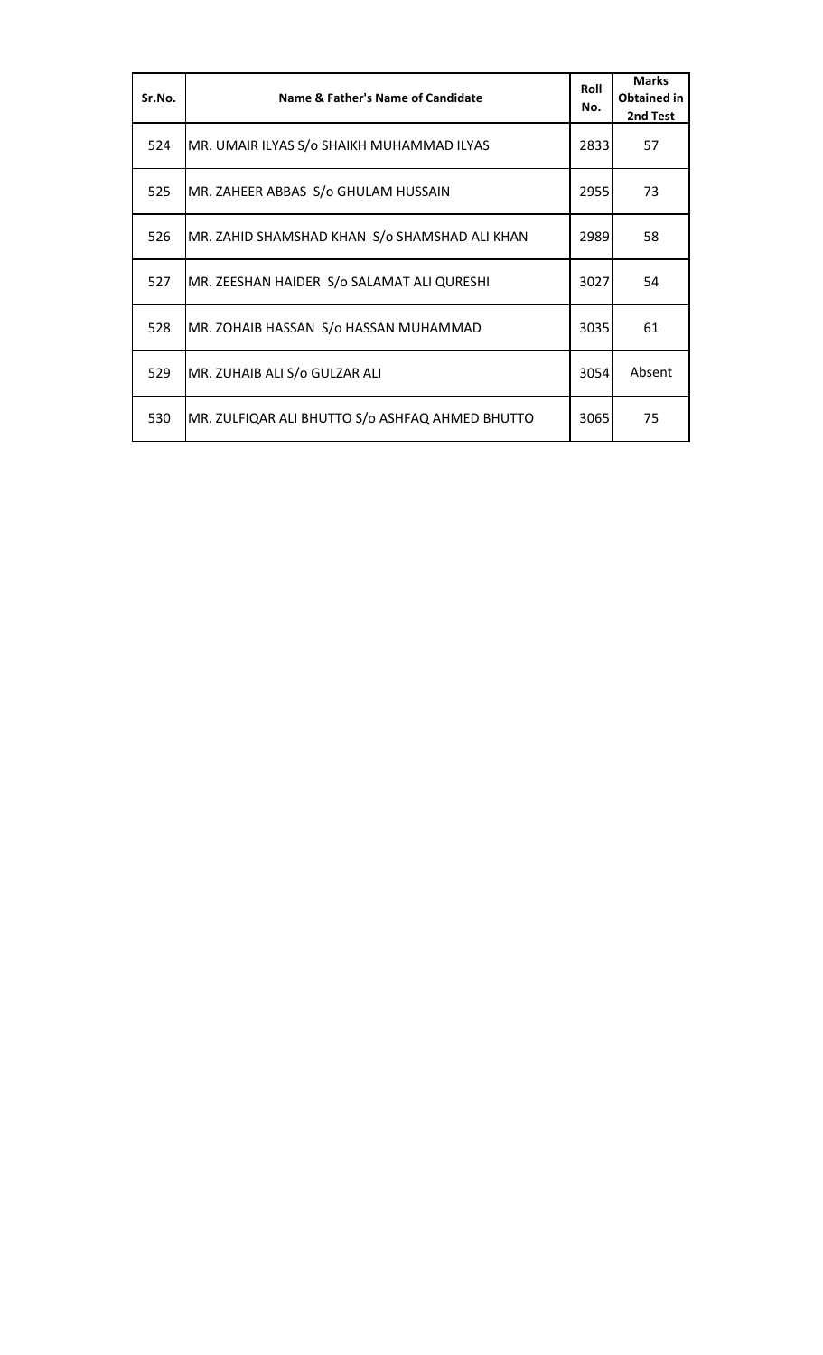| Sr.No. | Name & Father's Name of Candidate | Roll No. | Marks Obtained in 2nd Test |
|---|---|---|---|
| 524 | MR. UMAIR ILYAS S/o SHAIKH MUHAMMAD ILYAS | 2833 | 57 |
| 525 | MR. ZAHEER ABBAS S/o GHULAM HUSSAIN | 2955 | 73 |
| 526 | MR. ZAHID SHAMSHAD KHAN S/o SHAMSHAD ALI KHAN | 2989 | 58 |
| 527 | MR. ZEESHAN HAIDER S/o SALAMAT ALI QURESHI | 3027 | 54 |
| 528 | MR. ZOHAIB HASSAN S/o HASSAN MUHAMMAD | 3035 | 61 |
| 529 | MR. ZUHAIB ALI S/o GULZAR ALI | 3054 | Absent |
| 530 | MR. ZULFIQAR ALI BHUTTO S/o ASHFAQ AHMED BHUTTO | 3065 | 75 |